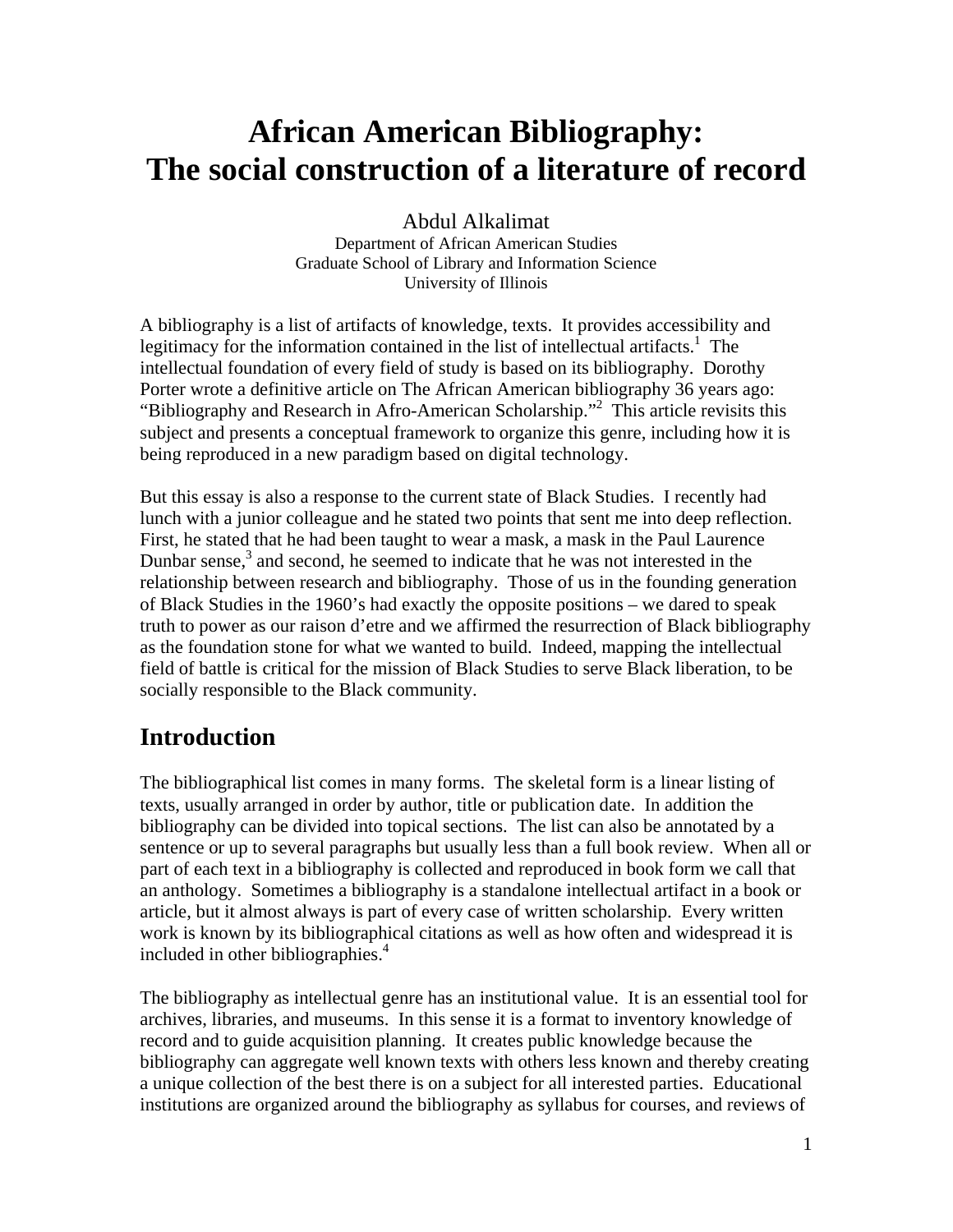# African American Bibliography: The social construction of a literature of record

Abdul Alkalimat
Department of African American Studies
Graduate School of Library and Information Science
University of Illinois

A bibliography is a list of artifacts of knowledge, texts. It provides accessibility and legitimacy for the information contained in the list of intellectual artifacts.[1] The intellectual foundation of every field of study is based on its bibliography. Dorothy Porter wrote a definitive article on The African American bibliography 36 years ago: "Bibliography and Research in Afro-American Scholarship."[2] This article revisits this subject and presents a conceptual framework to organize this genre, including how it is being reproduced in a new paradigm based on digital technology.

But this essay is also a response to the current state of Black Studies. I recently had lunch with a junior colleague and he stated two points that sent me into deep reflection. First, he stated that he had been taught to wear a mask, a mask in the Paul Laurence Dunbar sense,[3] and second, he seemed to indicate that he was not interested in the relationship between research and bibliography. Those of us in the founding generation of Black Studies in the 1960's had exactly the opposite positions – we dared to speak truth to power as our raison d'etre and we affirmed the resurrection of Black bibliography as the foundation stone for what we wanted to build. Indeed, mapping the intellectual field of battle is critical for the mission of Black Studies to serve Black liberation, to be socially responsible to the Black community.

## Introduction

The bibliographical list comes in many forms. The skeletal form is a linear listing of texts, usually arranged in order by author, title or publication date. In addition the bibliography can be divided into topical sections. The list can also be annotated by a sentence or up to several paragraphs but usually less than a full book review. When all or part of each text in a bibliography is collected and reproduced in book form we call that an anthology. Sometimes a bibliography is a standalone intellectual artifact in a book or article, but it almost always is part of every case of written scholarship. Every written work is known by its bibliographical citations as well as how often and widespread it is included in other bibliographies.[4]

The bibliography as intellectual genre has an institutional value. It is an essential tool for archives, libraries, and museums. In this sense it is a format to inventory knowledge of record and to guide acquisition planning. It creates public knowledge because the bibliography can aggregate well known texts with others less known and thereby creating a unique collection of the best there is on a subject for all interested parties. Educational institutions are organized around the bibliography as syllabus for courses, and reviews of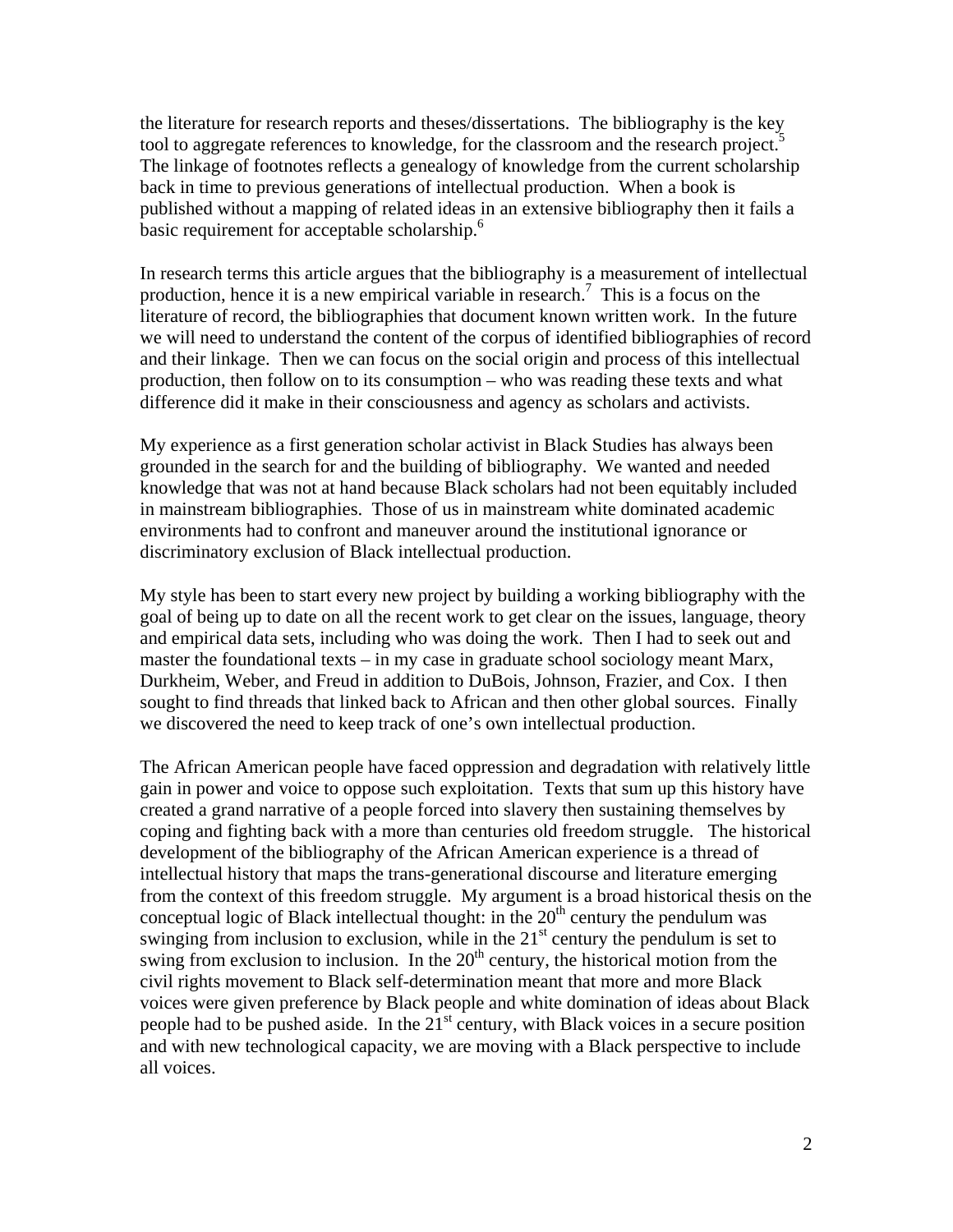the literature for research reports and theses/dissertations. The bibliography is the key tool to aggregate references to knowledge, for the classroom and the research project.[5] The linkage of footnotes reflects a genealogy of knowledge from the current scholarship back in time to previous generations of intellectual production. When a book is published without a mapping of related ideas in an extensive bibliography then it fails a basic requirement for acceptable scholarship.[6]

In research terms this article argues that the bibliography is a measurement of intellectual production, hence it is a new empirical variable in research.[7] This is a focus on the literature of record, the bibliographies that document known written work. In the future we will need to understand the content of the corpus of identified bibliographies of record and their linkage. Then we can focus on the social origin and process of this intellectual production, then follow on to its consumption – who was reading these texts and what difference did it make in their consciousness and agency as scholars and activists.

My experience as a first generation scholar activist in Black Studies has always been grounded in the search for and the building of bibliography. We wanted and needed knowledge that was not at hand because Black scholars had not been equitably included in mainstream bibliographies. Those of us in mainstream white dominated academic environments had to confront and maneuver around the institutional ignorance or discriminatory exclusion of Black intellectual production.

My style has been to start every new project by building a working bibliography with the goal of being up to date on all the recent work to get clear on the issues, language, theory and empirical data sets, including who was doing the work. Then I had to seek out and master the foundational texts – in my case in graduate school sociology meant Marx, Durkheim, Weber, and Freud in addition to DuBois, Johnson, Frazier, and Cox. I then sought to find threads that linked back to African and then other global sources. Finally we discovered the need to keep track of one's own intellectual production.

The African American people have faced oppression and degradation with relatively little gain in power and voice to oppose such exploitation. Texts that sum up this history have created a grand narrative of a people forced into slavery then sustaining themselves by coping and fighting back with a more than centuries old freedom struggle. The historical development of the bibliography of the African American experience is a thread of intellectual history that maps the trans-generational discourse and literature emerging from the context of this freedom struggle. My argument is a broad historical thesis on the conceptual logic of Black intellectual thought: in the 20th century the pendulum was swinging from inclusion to exclusion, while in the 21st century the pendulum is set to swing from exclusion to inclusion. In the 20th century, the historical motion from the civil rights movement to Black self-determination meant that more and more Black voices were given preference by Black people and white domination of ideas about Black people had to be pushed aside. In the 21st century, with Black voices in a secure position and with new technological capacity, we are moving with a Black perspective to include all voices.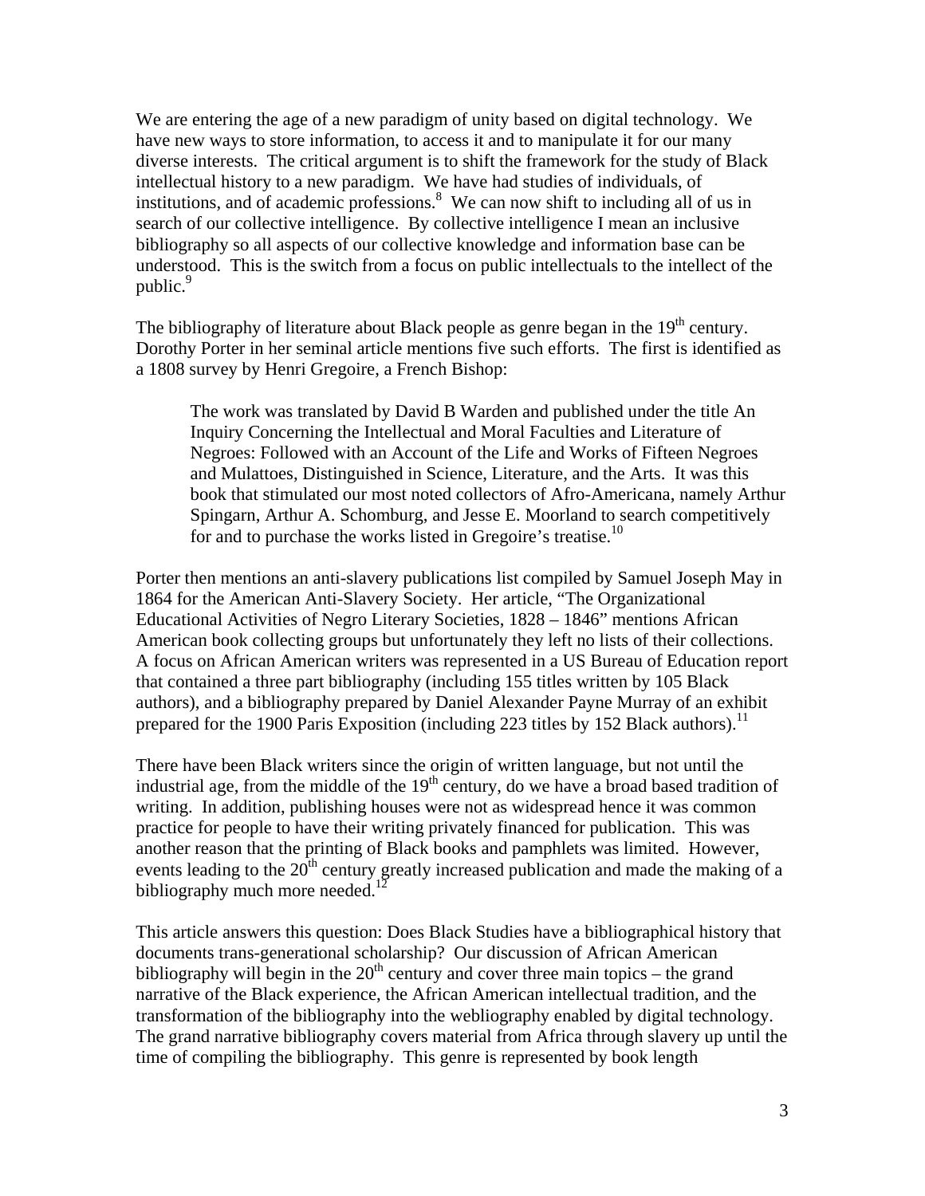We are entering the age of a new paradigm of unity based on digital technology. We have new ways to store information, to access it and to manipulate it for our many diverse interests. The critical argument is to shift the framework for the study of Black intellectual history to a new paradigm. We have had studies of individuals, of institutions, and of academic professions.[8] We can now shift to including all of us in search of our collective intelligence. By collective intelligence I mean an inclusive bibliography so all aspects of our collective knowledge and information base can be understood. This is the switch from a focus on public intellectuals to the intellect of the public.[9]

The bibliography of literature about Black people as genre began in the 19th century. Dorothy Porter in her seminal article mentions five such efforts. The first is identified as a 1808 survey by Henri Gregoire, a French Bishop:

> The work was translated by David B Warden and published under the title An Inquiry Concerning the Intellectual and Moral Faculties and Literature of Negroes: Followed with an Account of the Life and Works of Fifteen Negroes and Mulattoes, Distinguished in Science, Literature, and the Arts. It was this book that stimulated our most noted collectors of Afro-Americana, namely Arthur Spingarn, Arthur A. Schomburg, and Jesse E. Moorland to search competitively for and to purchase the works listed in Gregoire's treatise.[10]

Porter then mentions an anti-slavery publications list compiled by Samuel Joseph May in 1864 for the American Anti-Slavery Society. Her article, "The Organizational Educational Activities of Negro Literary Societies, 1828 – 1846" mentions African American book collecting groups but unfortunately they left no lists of their collections. A focus on African American writers was represented in a US Bureau of Education report that contained a three part bibliography (including 155 titles written by 105 Black authors), and a bibliography prepared by Daniel Alexander Payne Murray of an exhibit prepared for the 1900 Paris Exposition (including 223 titles by 152 Black authors).[11]

There have been Black writers since the origin of written language, but not until the industrial age, from the middle of the 19th century, do we have a broad based tradition of writing. In addition, publishing houses were not as widespread hence it was common practice for people to have their writing privately financed for publication. This was another reason that the printing of Black books and pamphlets was limited. However, events leading to the 20th century greatly increased publication and made the making of a bibliography much more needed.[12]

This article answers this question: Does Black Studies have a bibliographical history that documents trans-generational scholarship? Our discussion of African American bibliography will begin in the 20th century and cover three main topics – the grand narrative of the Black experience, the African American intellectual tradition, and the transformation of the bibliography into the webliography enabled by digital technology. The grand narrative bibliography covers material from Africa through slavery up until the time of compiling the bibliography. This genre is represented by book length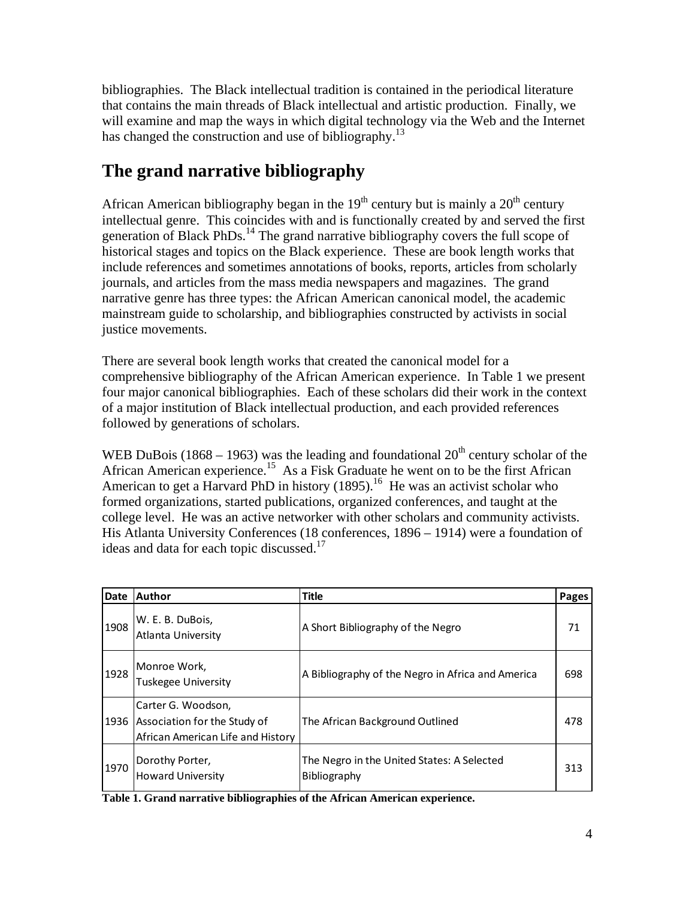bibliographies. The Black intellectual tradition is contained in the periodical literature that contains the main threads of Black intellectual and artistic production. Finally, we will examine and map the ways in which digital technology via the Web and the Internet has changed the construction and use of bibliography.[13]

## The grand narrative bibliography

African American bibliography began in the 19th century but is mainly a 20th century intellectual genre. This coincides with and is functionally created by and served the first generation of Black PhDs.[14] The grand narrative bibliography covers the full scope of historical stages and topics on the Black experience. These are book length works that include references and sometimes annotations of books, reports, articles from scholarly journals, and articles from the mass media newspapers and magazines. The grand narrative genre has three types: the African American canonical model, the academic mainstream guide to scholarship, and bibliographies constructed by activists in social justice movements.

There are several book length works that created the canonical model for a comprehensive bibliography of the African American experience. In Table 1 we present four major canonical bibliographies. Each of these scholars did their work in the context of a major institution of Black intellectual production, and each provided references followed by generations of scholars.

WEB DuBois (1868 – 1963) was the leading and foundational 20th century scholar of the African American experience.[15] As a Fisk Graduate he went on to be the first African American to get a Harvard PhD in history (1895).[16] He was an activist scholar who formed organizations, started publications, organized conferences, and taught at the college level. He was an active networker with other scholars and community activists. His Atlanta University Conferences (18 conferences, 1896 – 1914) were a foundation of ideas and data for each topic discussed.[17]

| Date | Author | Title | Pages |
|---|---|---|---|
| 1908 | W. E. B. DuBois, Atlanta University | A Short Bibliography of the Negro | 71 |
| 1928 | Monroe Work, Tuskegee University | A Bibliography of the Negro in Africa and America | 698 |
| 1936 | Carter G. Woodson, Association for the Study of African American Life and History | The African Background Outlined | 478 |
| 1970 | Dorothy Porter, Howard University | The Negro in the United States: A Selected Bibliography | 313 |

**Table 1. Grand narrative bibliographies of the African American experience.**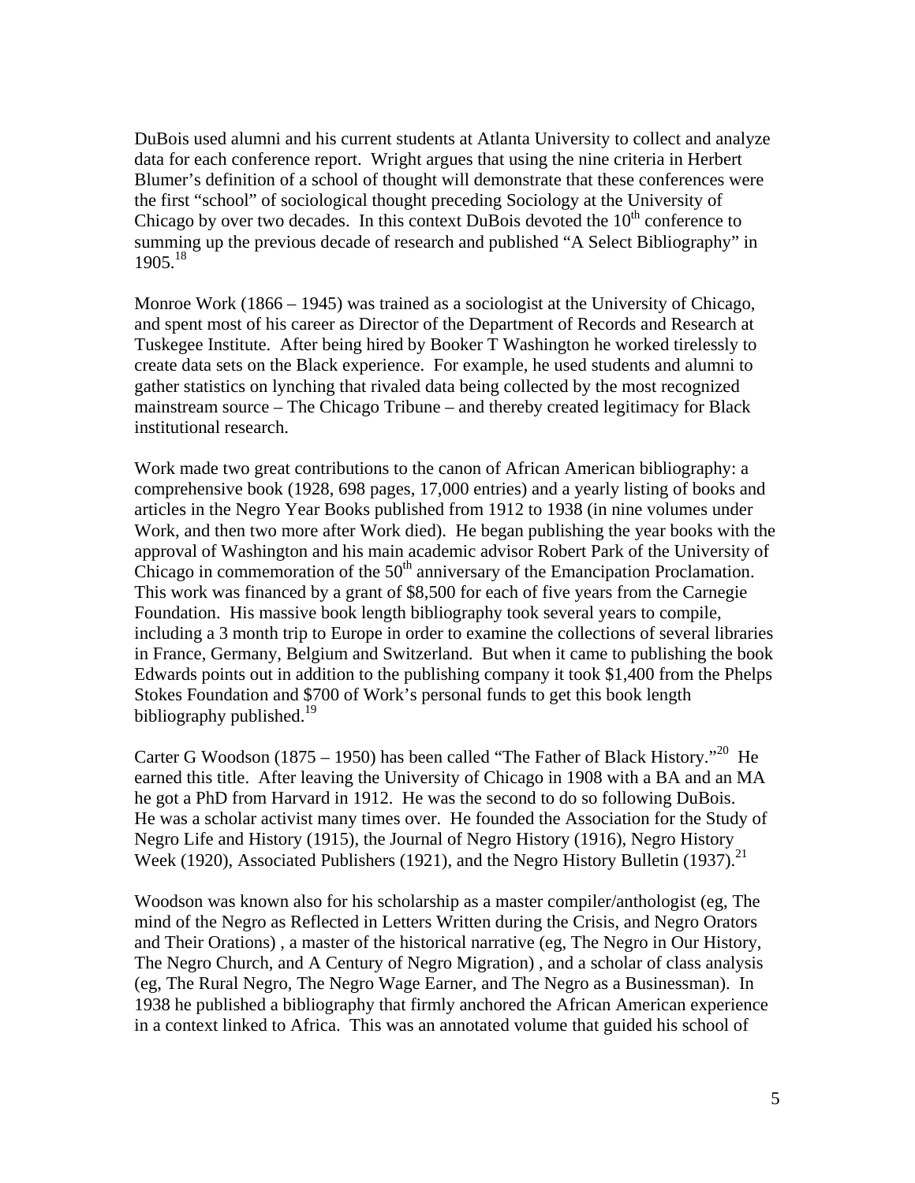DuBois used alumni and his current students at Atlanta University to collect and analyze data for each conference report. Wright argues that using the nine criteria in Herbert Blumer's definition of a school of thought will demonstrate that these conferences were the first "school" of sociological thought preceding Sociology at the University of Chicago by over two decades. In this context DuBois devoted the 10th conference to summing up the previous decade of research and published "A Select Bibliography" in 1905.[18]

Monroe Work (1866 – 1945) was trained as a sociologist at the University of Chicago, and spent most of his career as Director of the Department of Records and Research at Tuskegee Institute. After being hired by Booker T Washington he worked tirelessly to create data sets on the Black experience. For example, he used students and alumni to gather statistics on lynching that rivaled data being collected by the most recognized mainstream source – The Chicago Tribune – and thereby created legitimacy for Black institutional research.

Work made two great contributions to the canon of African American bibliography: a comprehensive book (1928, 698 pages, 17,000 entries) and a yearly listing of books and articles in the Negro Year Books published from 1912 to 1938 (in nine volumes under Work, and then two more after Work died). He began publishing the year books with the approval of Washington and his main academic advisor Robert Park of the University of Chicago in commemoration of the 50th anniversary of the Emancipation Proclamation. This work was financed by a grant of $8,500 for each of five years from the Carnegie Foundation. His massive book length bibliography took several years to compile, including a 3 month trip to Europe in order to examine the collections of several libraries in France, Germany, Belgium and Switzerland. But when it came to publishing the book Edwards points out in addition to the publishing company it took $1,400 from the Phelps Stokes Foundation and $700 of Work's personal funds to get this book length bibliography published.[19]

Carter G Woodson (1875 – 1950) has been called "The Father of Black History."[20] He earned this title. After leaving the University of Chicago in 1908 with a BA and an MA he got a PhD from Harvard in 1912. He was the second to do so following DuBois. He was a scholar activist many times over. He founded the Association for the Study of Negro Life and History (1915), the Journal of Negro History (1916), Negro History Week (1920), Associated Publishers (1921), and the Negro History Bulletin (1937).[21]

Woodson was known also for his scholarship as a master compiler/anthologist (eg, The mind of the Negro as Reflected in Letters Written during the Crisis, and Negro Orators and Their Orations) , a master of the historical narrative (eg, The Negro in Our History, The Negro Church, and A Century of Negro Migration) , and a scholar of class analysis (eg, The Rural Negro, The Negro Wage Earner, and The Negro as a Businessman). In 1938 he published a bibliography that firmly anchored the African American experience in a context linked to Africa. This was an annotated volume that guided his school of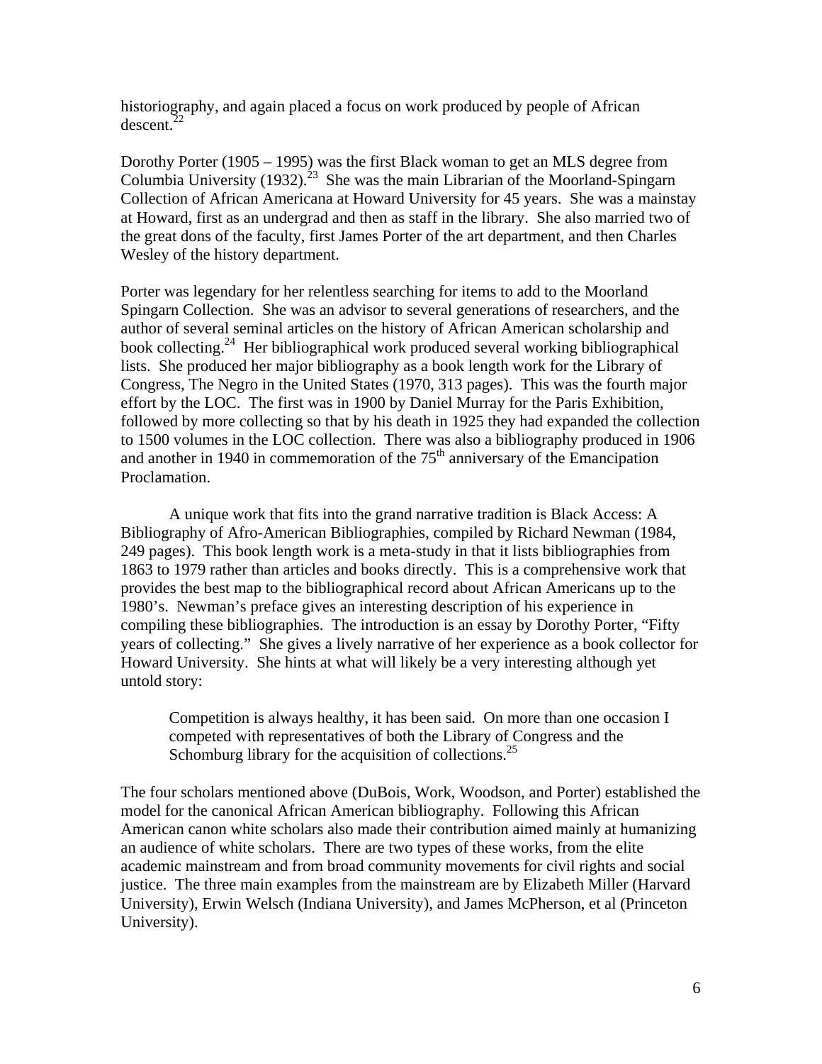historiography, and again placed a focus on work produced by people of African descent.[22]

Dorothy Porter (1905 – 1995) was the first Black woman to get an MLS degree from Columbia University (1932).[23] She was the main Librarian of the Moorland-Spingarn Collection of African Americana at Howard University for 45 years. She was a mainstay at Howard, first as an undergrad and then as staff in the library. She also married two of the great dons of the faculty, first James Porter of the art department, and then Charles Wesley of the history department.

Porter was legendary for her relentless searching for items to add to the Moorland Spingarn Collection. She was an advisor to several generations of researchers, and the author of several seminal articles on the history of African American scholarship and book collecting.[24] Her bibliographical work produced several working bibliographical lists. She produced her major bibliography as a book length work for the Library of Congress, The Negro in the United States (1970, 313 pages). This was the fourth major effort by the LOC. The first was in 1900 by Daniel Murray for the Paris Exhibition, followed by more collecting so that by his death in 1925 they had expanded the collection to 1500 volumes in the LOC collection. There was also a bibliography produced in 1906 and another in 1940 in commemoration of the 75th anniversary of the Emancipation Proclamation.

A unique work that fits into the grand narrative tradition is Black Access: A Bibliography of Afro-American Bibliographies, compiled by Richard Newman (1984, 249 pages). This book length work is a meta-study in that it lists bibliographies from 1863 to 1979 rather than articles and books directly. This is a comprehensive work that provides the best map to the bibliographical record about African Americans up to the 1980's. Newman's preface gives an interesting description of his experience in compiling these bibliographies. The introduction is an essay by Dorothy Porter, "Fifty years of collecting." She gives a lively narrative of her experience as a book collector for Howard University. She hints at what will likely be a very interesting although yet untold story:

> Competition is always healthy, it has been said. On more than one occasion I competed with representatives of both the Library of Congress and the Schomburg library for the acquisition of collections.[25]

The four scholars mentioned above (DuBois, Work, Woodson, and Porter) established the model for the canonical African American bibliography. Following this African American canon white scholars also made their contribution aimed mainly at humanizing an audience of white scholars. There are two types of these works, from the elite academic mainstream and from broad community movements for civil rights and social justice. The three main examples from the mainstream are by Elizabeth Miller (Harvard University), Erwin Welsch (Indiana University), and James McPherson, et al (Princeton University).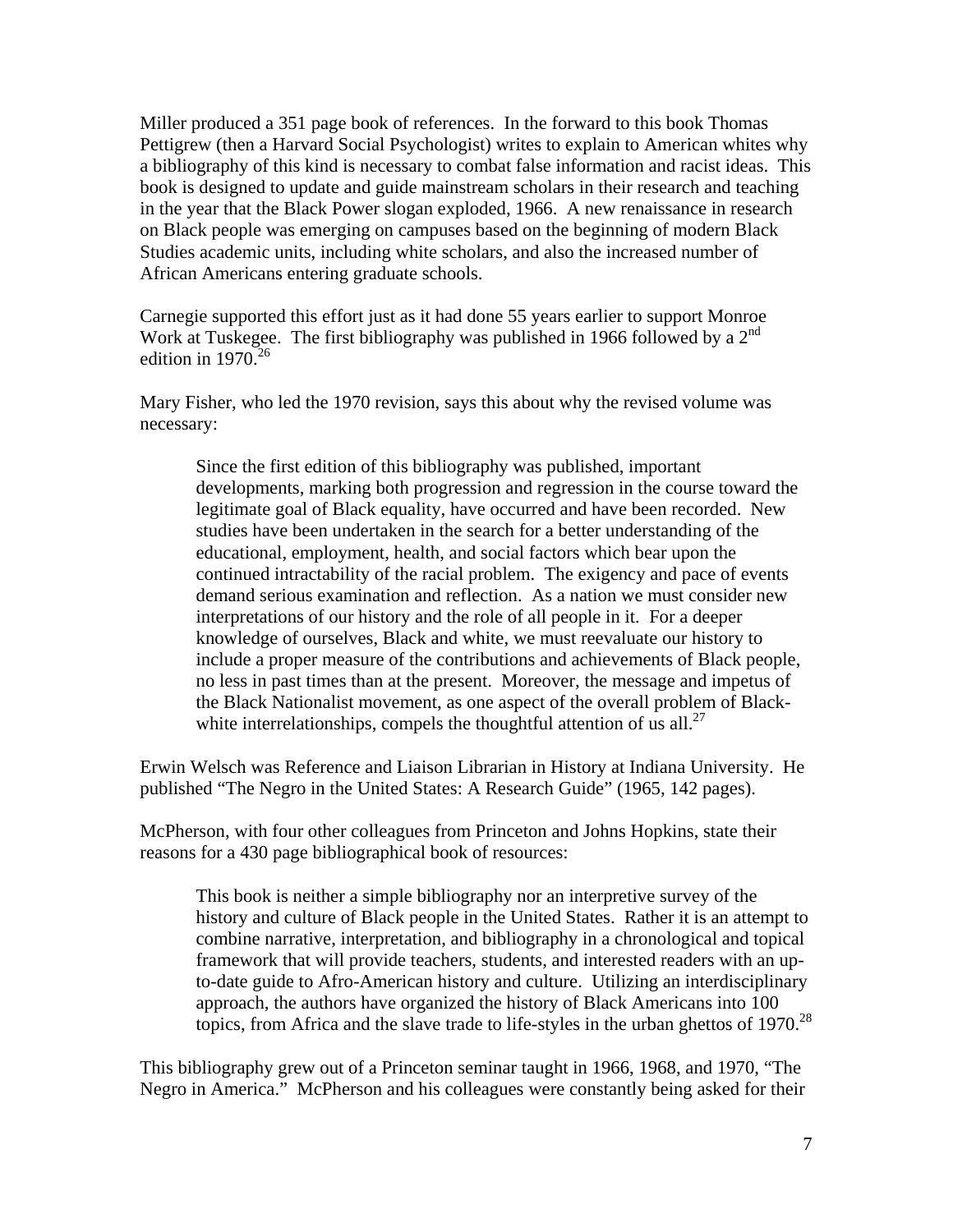Miller produced a 351 page book of references. In the forward to this book Thomas Pettigrew (then a Harvard Social Psychologist) writes to explain to American whites why a bibliography of this kind is necessary to combat false information and racist ideas. This book is designed to update and guide mainstream scholars in their research and teaching in the year that the Black Power slogan exploded, 1966. A new renaissance in research on Black people was emerging on campuses based on the beginning of modern Black Studies academic units, including white scholars, and also the increased number of African Americans entering graduate schools.

Carnegie supported this effort just as it had done 55 years earlier to support Monroe Work at Tuskegee. The first bibliography was published in 1966 followed by a 2nd edition in 1970.[26]

Mary Fisher, who led the 1970 revision, says this about why the revised volume was necessary:

> Since the first edition of this bibliography was published, important developments, marking both progression and regression in the course toward the legitimate goal of Black equality, have occurred and have been recorded. New studies have been undertaken in the search for a better understanding of the educational, employment, health, and social factors which bear upon the continued intractability of the racial problem. The exigency and pace of events demand serious examination and reflection. As a nation we must consider new interpretations of our history and the role of all people in it. For a deeper knowledge of ourselves, Black and white, we must reevaluate our history to include a proper measure of the contributions and achievements of Black people, no less in past times than at the present. Moreover, the message and impetus of the Black Nationalist movement, as one aspect of the overall problem of Black-white interrelationships, compels the thoughtful attention of us all.[27]

Erwin Welsch was Reference and Liaison Librarian in History at Indiana University. He published "The Negro in the United States: A Research Guide" (1965, 142 pages).

McPherson, with four other colleagues from Princeton and Johns Hopkins, state their reasons for a 430 page bibliographical book of resources:

> This book is neither a simple bibliography nor an interpretive survey of the history and culture of Black people in the United States. Rather it is an attempt to combine narrative, interpretation, and bibliography in a chronological and topical framework that will provide teachers, students, and interested readers with an up-to-date guide to Afro-American history and culture. Utilizing an interdisciplinary approach, the authors have organized the history of Black Americans into 100 topics, from Africa and the slave trade to life-styles in the urban ghettos of 1970.[28]

This bibliography grew out of a Princeton seminar taught in 1966, 1968, and 1970, "The Negro in America." McPherson and his colleagues were constantly being asked for their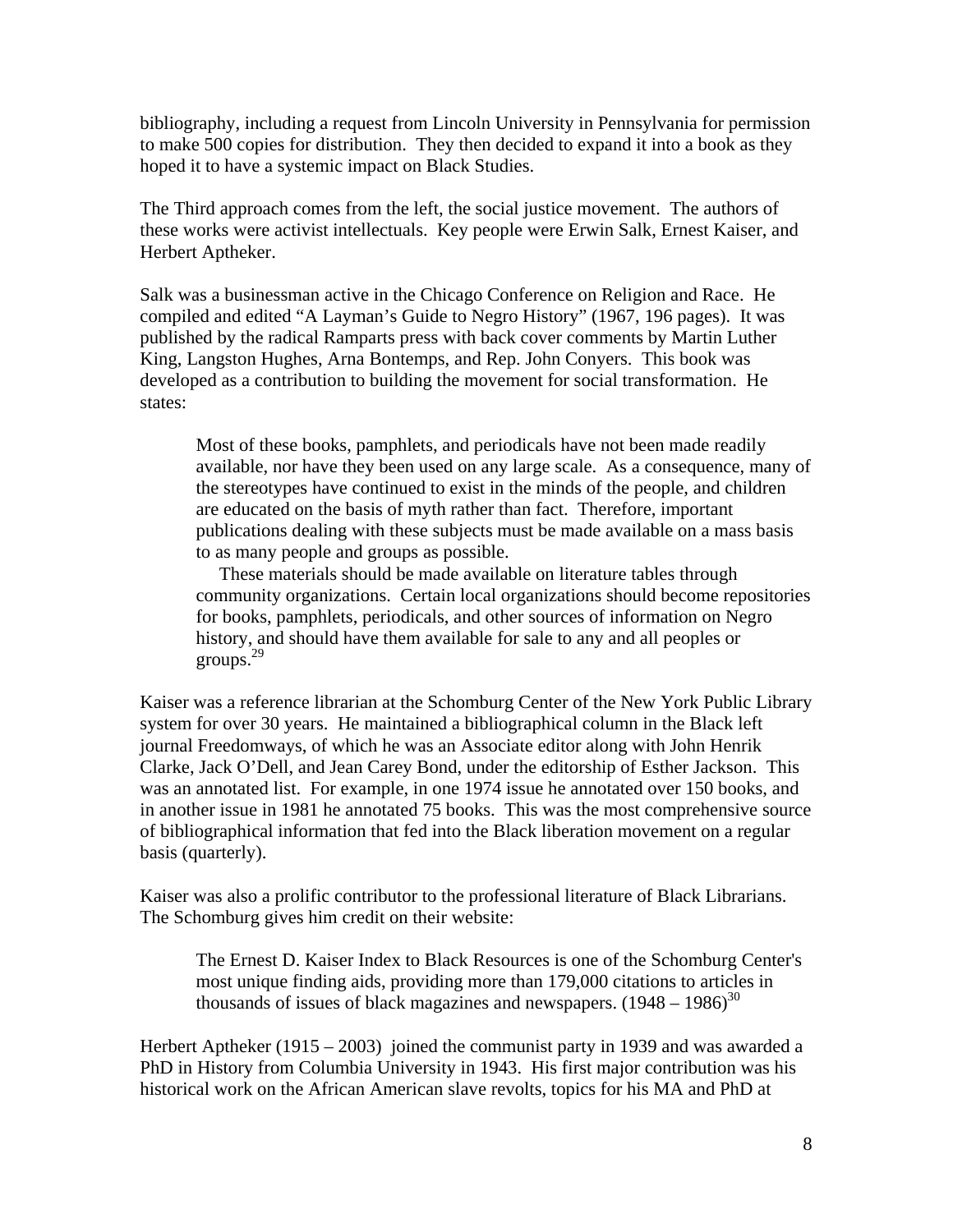bibliography, including a request from Lincoln University in Pennsylvania for permission to make 500 copies for distribution. They then decided to expand it into a book as they hoped it to have a systemic impact on Black Studies.

The Third approach comes from the left, the social justice movement. The authors of these works were activist intellectuals. Key people were Erwin Salk, Ernest Kaiser, and Herbert Aptheker.

Salk was a businessman active in the Chicago Conference on Religion and Race. He compiled and edited "A Layman's Guide to Negro History" (1967, 196 pages). It was published by the radical Ramparts press with back cover comments by Martin Luther King, Langston Hughes, Arna Bontemps, and Rep. John Conyers. This book was developed as a contribution to building the movement for social transformation. He states:

> Most of these books, pamphlets, and periodicals have not been made readily available, nor have they been used on any large scale. As a consequence, many of the stereotypes have continued to exist in the minds of the people, and children are educated on the basis of myth rather than fact. Therefore, important publications dealing with these subjects must be made available on a mass basis to as many people and groups as possible.
>
> These materials should be made available on literature tables through community organizations. Certain local organizations should become repositories for books, pamphlets, periodicals, and other sources of information on Negro history, and should have them available for sale to any and all peoples or groups.[29]

Kaiser was a reference librarian at the Schomburg Center of the New York Public Library system for over 30 years. He maintained a bibliographical column in the Black left journal Freedomways, of which he was an Associate editor along with John Henrik Clarke, Jack O'Dell, and Jean Carey Bond, under the editorship of Esther Jackson. This was an annotated list. For example, in one 1974 issue he annotated over 150 books, and in another issue in 1981 he annotated 75 books. This was the most comprehensive source of bibliographical information that fed into the Black liberation movement on a regular basis (quarterly).

Kaiser was also a prolific contributor to the professional literature of Black Librarians. The Schomburg gives him credit on their website:

> The Ernest D. Kaiser Index to Black Resources is one of the Schomburg Center's most unique finding aids, providing more than 179,000 citations to articles in thousands of issues of black magazines and newspapers. (1948 – 1986)[30]

Herbert Aptheker (1915 – 2003) joined the communist party in 1939 and was awarded a PhD in History from Columbia University in 1943. His first major contribution was his historical work on the African American slave revolts, topics for his MA and PhD at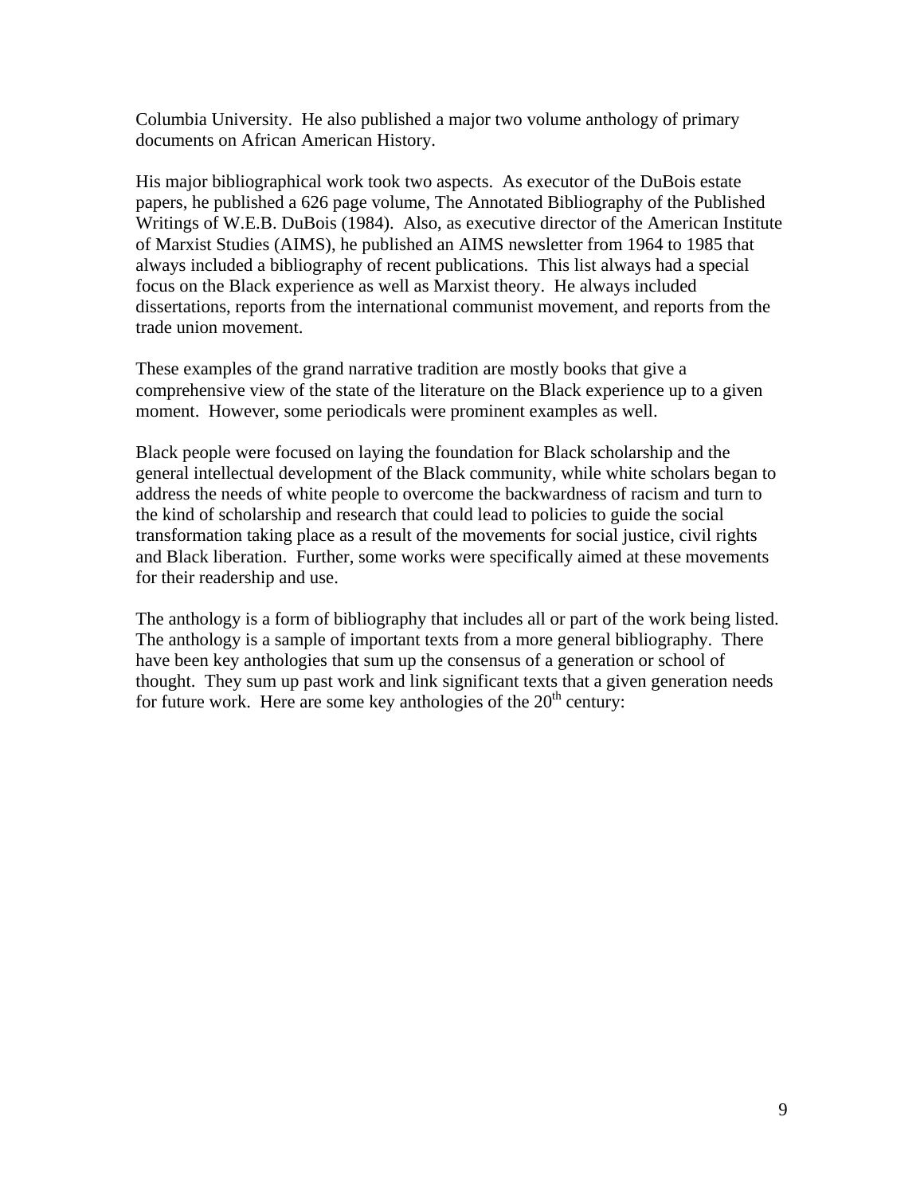Columbia University. He also published a major two volume anthology of primary documents on African American History.

His major bibliographical work took two aspects. As executor of the DuBois estate papers, he published a 626 page volume, The Annotated Bibliography of the Published Writings of W.E.B. DuBois (1984). Also, as executive director of the American Institute of Marxist Studies (AIMS), he published an AIMS newsletter from 1964 to 1985 that always included a bibliography of recent publications. This list always had a special focus on the Black experience as well as Marxist theory. He always included dissertations, reports from the international communist movement, and reports from the trade union movement.

These examples of the grand narrative tradition are mostly books that give a comprehensive view of the state of the literature on the Black experience up to a given moment. However, some periodicals were prominent examples as well.

Black people were focused on laying the foundation for Black scholarship and the general intellectual development of the Black community, while white scholars began to address the needs of white people to overcome the backwardness of racism and turn to the kind of scholarship and research that could lead to policies to guide the social transformation taking place as a result of the movements for social justice, civil rights and Black liberation. Further, some works were specifically aimed at these movements for their readership and use.

The anthology is a form of bibliography that includes all or part of the work being listed. The anthology is a sample of important texts from a more general bibliography. There have been key anthologies that sum up the consensus of a generation or school of thought. They sum up past work and link significant texts that a given generation needs for future work. Here are some key anthologies of the 20th century: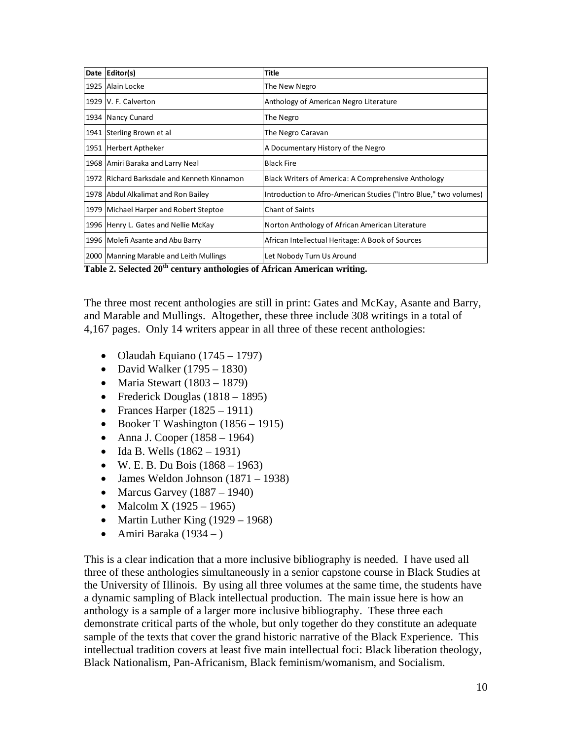| Date | Editor(s) | Title |
|---|---|---|
| 1925 | Alain Locke | The New Negro |
| 1929 | V. F. Calverton | Anthology of American Negro Literature |
| 1934 | Nancy Cunard | The Negro |
| 1941 | Sterling Brown et al | The Negro Caravan |
| 1951 | Herbert Aptheker | A Documentary History of the Negro |
| 1968 | Amiri Baraka and Larry Neal | Black Fire |
| 1972 | Richard Barksdale and Kenneth Kinnamon | Black Writers of America: A Comprehensive Anthology |
| 1978 | Abdul Alkalimat and Ron Bailey | Introduction to Afro-American Studies ("Intro Blue," two volumes) |
| 1979 | Michael Harper and Robert Steptoe | Chant of Saints |
| 1996 | Henry L. Gates and Nellie McKay | Norton Anthology of African American Literature |
| 1996 | Molefi Asante and Abu Barry | African Intellectual Heritage: A Book of Sources |
| 2000 | Manning Marable and Leith Mullings | Let Nobody Turn Us Around |

**Table 2. Selected 20th century anthologies of African American writing.**

The three most recent anthologies are still in print: Gates and McKay, Asante and Barry, and Marable and Mullings. Altogether, these three include 308 writings in a total of 4,167 pages. Only 14 writers appear in all three of these recent anthologies:

- Olaudah Equiano (1745 – 1797)
- David Walker (1795 – 1830)
- Maria Stewart (1803 – 1879)
- Frederick Douglas (1818 – 1895)
- Frances Harper (1825 – 1911)
- Booker T Washington (1856 – 1915)
- Anna J. Cooper (1858 – 1964)
- Ida B. Wells (1862 – 1931)
- W. E. B. Du Bois (1868 – 1963)
- James Weldon Johnson (1871 – 1938)
- Marcus Garvey (1887 – 1940)
- Malcolm X (1925 – 1965)
- Martin Luther King (1929 – 1968)
- Amiri Baraka (1934 – )

This is a clear indication that a more inclusive bibliography is needed. I have used all three of these anthologies simultaneously in a senior capstone course in Black Studies at the University of Illinois. By using all three volumes at the same time, the students have a dynamic sampling of Black intellectual production. The main issue here is how an anthology is a sample of a larger more inclusive bibliography. These three each demonstrate critical parts of the whole, but only together do they constitute an adequate sample of the texts that cover the grand historic narrative of the Black Experience. This intellectual tradition covers at least five main intellectual foci: Black liberation theology, Black Nationalism, Pan-Africanism, Black feminism/womanism, and Socialism.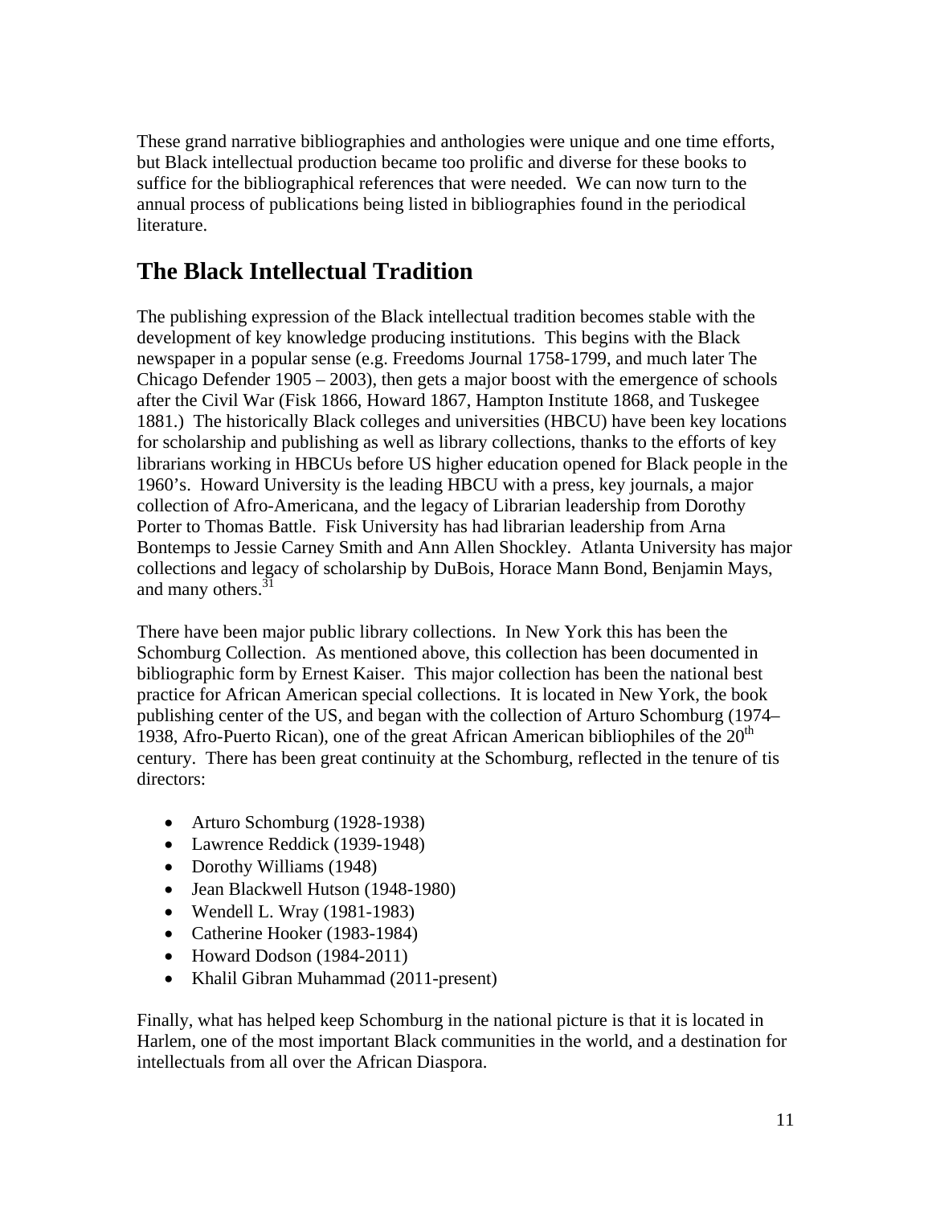These grand narrative bibliographies and anthologies were unique and one time efforts, but Black intellectual production became too prolific and diverse for these books to suffice for the bibliographical references that were needed. We can now turn to the annual process of publications being listed in bibliographies found in the periodical literature.

## The Black Intellectual Tradition

The publishing expression of the Black intellectual tradition becomes stable with the development of key knowledge producing institutions. This begins with the Black newspaper in a popular sense (e.g. Freedoms Journal 1758-1799, and much later The Chicago Defender 1905 – 2003), then gets a major boost with the emergence of schools after the Civil War (Fisk 1866, Howard 1867, Hampton Institute 1868, and Tuskegee 1881.) The historically Black colleges and universities (HBCU) have been key locations for scholarship and publishing as well as library collections, thanks to the efforts of key librarians working in HBCUs before US higher education opened for Black people in the 1960's. Howard University is the leading HBCU with a press, key journals, a major collection of Afro-Americana, and the legacy of Librarian leadership from Dorothy Porter to Thomas Battle. Fisk University has had librarian leadership from Arna Bontemps to Jessie Carney Smith and Ann Allen Shockley. Atlanta University has major collections and legacy of scholarship by DuBois, Horace Mann Bond, Benjamin Mays, and many others.[31]

There have been major public library collections. In New York this has been the Schomburg Collection. As mentioned above, this collection has been documented in bibliographic form by Ernest Kaiser. This major collection has been the national best practice for African American special collections. It is located in New York, the book publishing center of the US, and began with the collection of Arturo Schomburg (1974–1938, Afro-Puerto Rican), one of the great African American bibliophiles of the 20th century. There has been great continuity at the Schomburg, reflected in the tenure of tis directors:

- Arturo Schomburg (1928-1938)
- Lawrence Reddick (1939-1948)
- Dorothy Williams (1948)
- Jean Blackwell Hutson (1948-1980)
- Wendell L. Wray (1981-1983)
- Catherine Hooker (1983-1984)
- Howard Dodson (1984-2011)
- Khalil Gibran Muhammad (2011-present)

Finally, what has helped keep Schomburg in the national picture is that it is located in Harlem, one of the most important Black communities in the world, and a destination for intellectuals from all over the African Diaspora.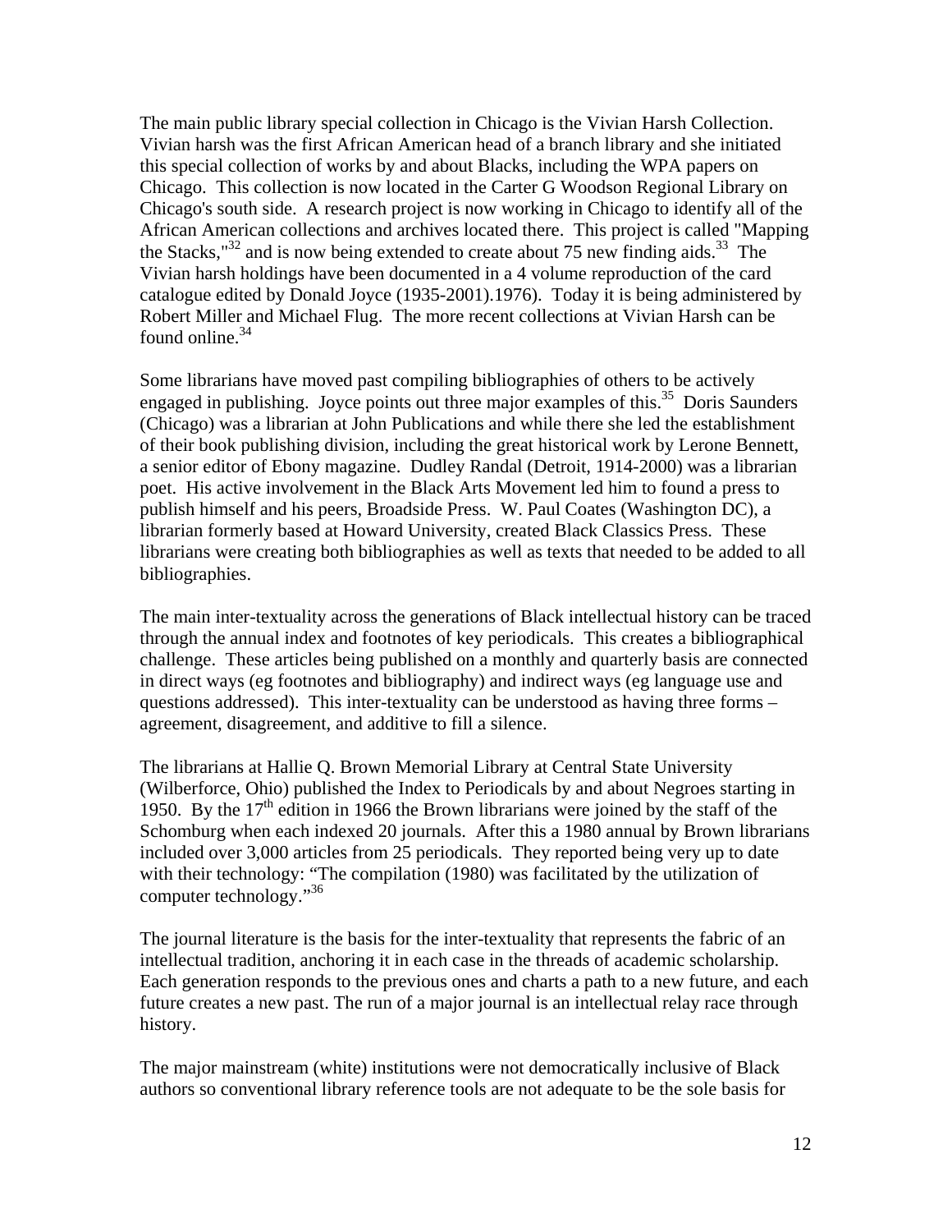The main public library special collection in Chicago is the Vivian Harsh Collection. Vivian harsh was the first African American head of a branch library and she initiated this special collection of works by and about Blacks, including the WPA papers on Chicago. This collection is now located in the Carter G Woodson Regional Library on Chicago's south side. A research project is now working in Chicago to identify all of the African American collections and archives located there. This project is called "Mapping the Stacks,"[32] and is now being extended to create about 75 new finding aids.[33] The Vivian harsh holdings have been documented in a 4 volume reproduction of the card catalogue edited by Donald Joyce (1935-2001).1976). Today it is being administered by Robert Miller and Michael Flug. The more recent collections at Vivian Harsh can be found online.[34]

Some librarians have moved past compiling bibliographies of others to be actively engaged in publishing. Joyce points out three major examples of this.[35] Doris Saunders (Chicago) was a librarian at John Publications and while there she led the establishment of their book publishing division, including the great historical work by Lerone Bennett, a senior editor of Ebony magazine. Dudley Randal (Detroit, 1914-2000) was a librarian poet. His active involvement in the Black Arts Movement led him to found a press to publish himself and his peers, Broadside Press. W. Paul Coates (Washington DC), a librarian formerly based at Howard University, created Black Classics Press. These librarians were creating both bibliographies as well as texts that needed to be added to all bibliographies.

The main inter-textuality across the generations of Black intellectual history can be traced through the annual index and footnotes of key periodicals. This creates a bibliographical challenge. These articles being published on a monthly and quarterly basis are connected in direct ways (eg footnotes and bibliography) and indirect ways (eg language use and questions addressed). This inter-textuality can be understood as having three forms – agreement, disagreement, and additive to fill a silence.

The librarians at Hallie Q. Brown Memorial Library at Central State University (Wilberforce, Ohio) published the Index to Periodicals by and about Negroes starting in 1950. By the 17th edition in 1966 the Brown librarians were joined by the staff of the Schomburg when each indexed 20 journals. After this a 1980 annual by Brown librarians included over 3,000 articles from 25 periodicals. They reported being very up to date with their technology: "The compilation (1980) was facilitated by the utilization of computer technology."[36]

The journal literature is the basis for the inter-textuality that represents the fabric of an intellectual tradition, anchoring it in each case in the threads of academic scholarship. Each generation responds to the previous ones and charts a path to a new future, and each future creates a new past. The run of a major journal is an intellectual relay race through history.

The major mainstream (white) institutions were not democratically inclusive of Black authors so conventional library reference tools are not adequate to be the sole basis for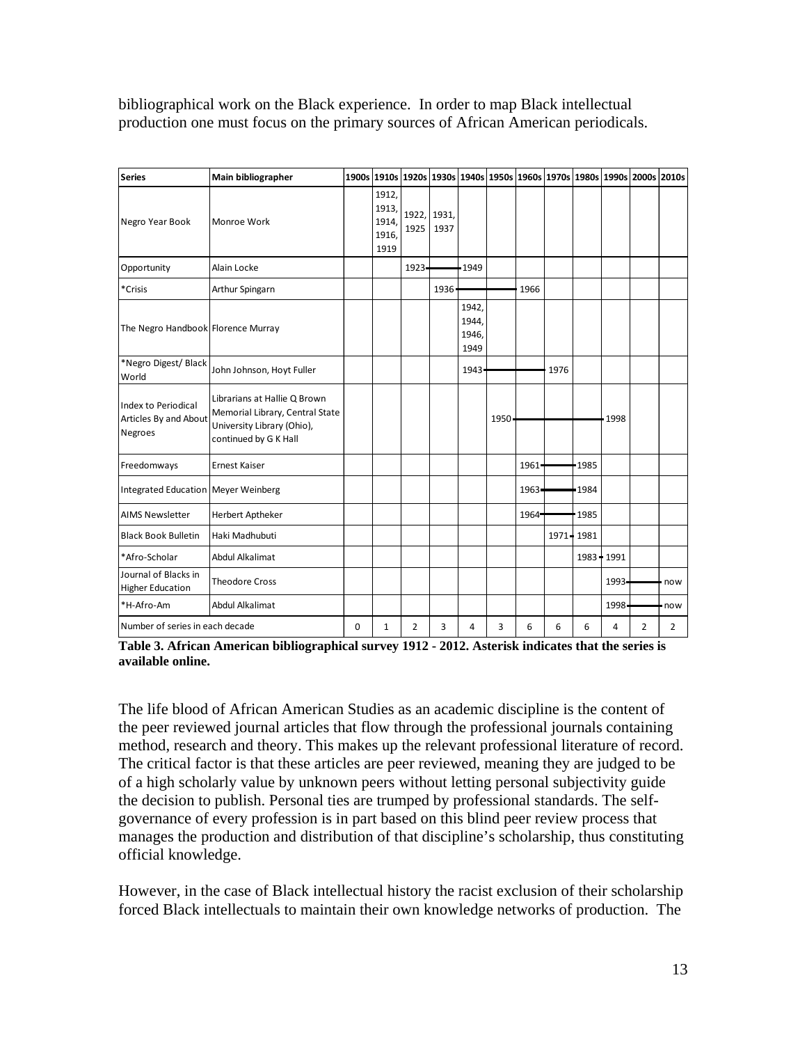bibliographical work on the Black experience. In order to map Black intellectual production one must focus on the primary sources of African American periodicals.

| Series | Main bibliographer | 1900s | 1910s | 1920s | 1930s | 1940s | 1950s | 1960s | 1970s | 1980s | 1990s | 2000s | 2010s |
|---|---|---|---|---|---|---|---|---|---|---|---|---|---|
| Negro Year Book | Monroe Work | | 1912, 1913, 1914, 1916, 1919 | 1922, 1925 | 1931, 1937 | | | | | | | | |
| Opportunity | Alain Locke | | | 1923 | ——— | 1949 | | | | | | | |
| *Crisis | Arthur Spingarn | | | | 1936 | ——— | ——— | 1966 | | | | | |
| The Negro Handbook | Florence Murray | | | | | 1942, 1944, 1946, 1949 | | | | | | | |
| *Negro Digest/ Black World | John Johnson, Hoyt Fuller | | | | | 1943 | ——— | ——— | 1976 | | | | |
| Index to Periodical Articles By and About Negroes | Librarians at Hallie Q Brown Memorial Library, Central State University Library (Ohio), continued by G K Hall | | | | | | 1950 | ——— | ——— | ——— | 1998 | | |
| Freedomways | Ernest Kaiser | | | | | | | 1961 | ——— | 1985 | | | |
| Integrated Education | Meyer Weinberg | | | | | | | 1963 | ——— | 1984 | | | |
| AIMS Newsletter | Herbert Aptheker | | | | | | | 1964 | ——— | 1985 | | | |
| Black Book Bulletin | Haki Madhubuti | | | | | | | | 1971 | 1981 | | | |
| *Afro-Scholar | Abdul Alkalimat | | | | | | | | | 1983 | 1991 | | |
| Journal of Blacks in Higher Education | Theodore Cross | | | | | | | | | | 1993 | ——— | now |
| *H-Afro-Am | Abdul Alkalimat | | | | | | | | | | 1998 | ——— | now |
| Number of series in each decade | | 0 | 1 | 2 | 3 | 4 | 3 | 6 | 6 | 6 | 4 | 2 | 2 |

**Table 3. African American bibliographical survey 1912 - 2012. Asterisk indicates that the series is available online.**

The life blood of African American Studies as an academic discipline is the content of the peer reviewed journal articles that flow through the professional journals containing method, research and theory. This makes up the relevant professional literature of record. The critical factor is that these articles are peer reviewed, meaning they are judged to be of a high scholarly value by unknown peers without letting personal subjectivity guide the decision to publish. Personal ties are trumped by professional standards. The self-governance of every profession is in part based on this blind peer review process that manages the production and distribution of that discipline's scholarship, thus constituting official knowledge.

However, in the case of Black intellectual history the racist exclusion of their scholarship forced Black intellectuals to maintain their own knowledge networks of production. The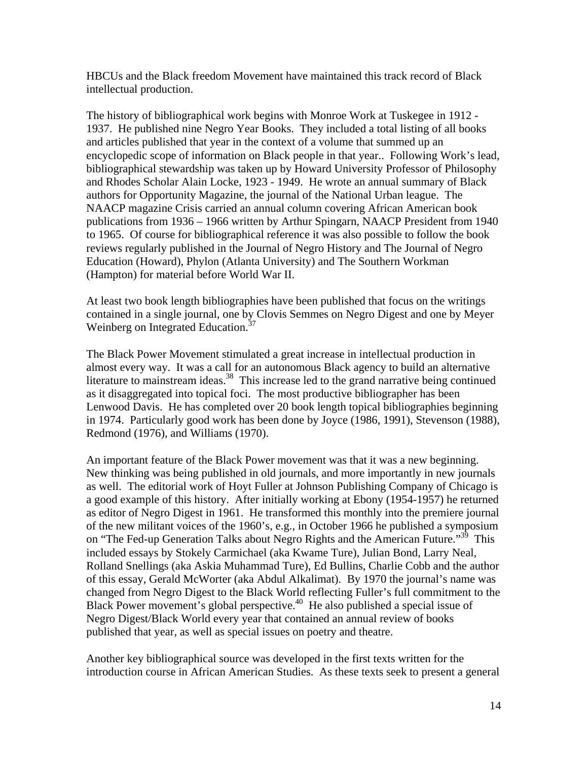HBCUs and the Black freedom Movement have maintained this track record of Black intellectual production.

The history of bibliographical work begins with Monroe Work at Tuskegee in 1912 - 1937. He published nine Negro Year Books. They included a total listing of all books and articles published that year in the context of a volume that summed up an encyclopedic scope of information on Black people in that year.. Following Work's lead, bibliographical stewardship was taken up by Howard University Professor of Philosophy and Rhodes Scholar Alain Locke, 1923 - 1949. He wrote an annual summary of Black authors for Opportunity Magazine, the journal of the National Urban league. The NAACP magazine Crisis carried an annual column covering African American book publications from 1936 – 1966 written by Arthur Spingarn, NAACP President from 1940 to 1965. Of course for bibliographical reference it was also possible to follow the book reviews regularly published in the Journal of Negro History and The Journal of Negro Education (Howard), Phylon (Atlanta University) and The Southern Workman (Hampton) for material before World War II.

At least two book length bibliographies have been published that focus on the writings contained in a single journal, one by Clovis Semmes on Negro Digest and one by Meyer Weinberg on Integrated Education.[37]

The Black Power Movement stimulated a great increase in intellectual production in almost every way. It was a call for an autonomous Black agency to build an alternative literature to mainstream ideas.[38] This increase led to the grand narrative being continued as it disaggregated into topical foci. The most productive bibliographer has been Lenwood Davis. He has completed over 20 book length topical bibliographies beginning in 1974. Particularly good work has been done by Joyce (1986, 1991), Stevenson (1988), Redmond (1976), and Williams (1970).

An important feature of the Black Power movement was that it was a new beginning. New thinking was being published in old journals, and more importantly in new journals as well. The editorial work of Hoyt Fuller at Johnson Publishing Company of Chicago is a good example of this history. After initially working at Ebony (1954-1957) he returned as editor of Negro Digest in 1961. He transformed this monthly into the premiere journal of the new militant voices of the 1960's, e.g., in October 1966 he published a symposium on "The Fed-up Generation Talks about Negro Rights and the American Future."[39] This included essays by Stokely Carmichael (aka Kwame Ture), Julian Bond, Larry Neal, Rolland Snellings (aka Askia Muhammad Ture), Ed Bullins, Charlie Cobb and the author of this essay, Gerald McWorter (aka Abdul Alkalimat). By 1970 the journal's name was changed from Negro Digest to the Black World reflecting Fuller's full commitment to the Black Power movement's global perspective.[40] He also published a special issue of Negro Digest/Black World every year that contained an annual review of books published that year, as well as special issues on poetry and theatre.

Another key bibliographical source was developed in the first texts written for the introduction course in African American Studies. As these texts seek to present a general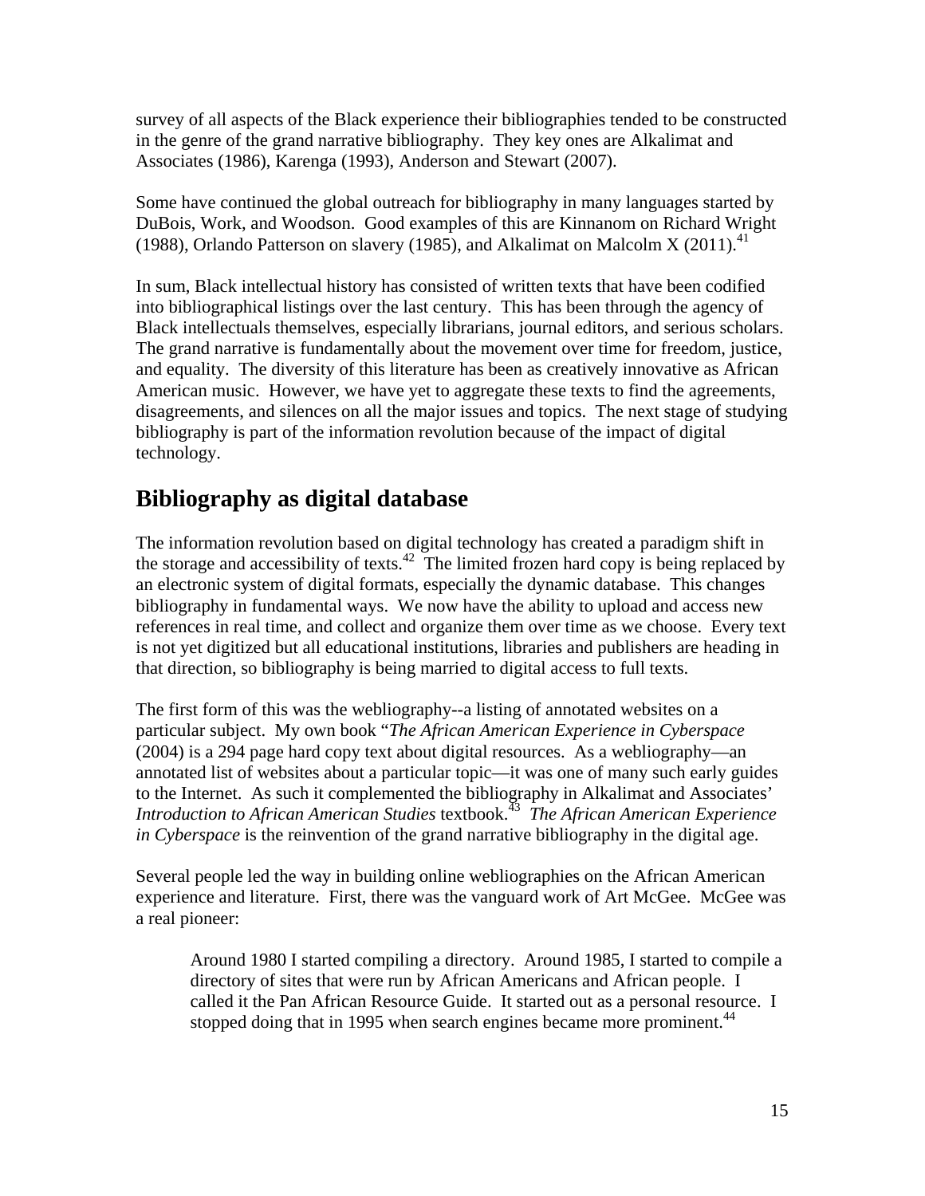survey of all aspects of the Black experience their bibliographies tended to be constructed in the genre of the grand narrative bibliography. They key ones are Alkalimat and Associates (1986), Karenga (1993), Anderson and Stewart (2007).

Some have continued the global outreach for bibliography in many languages started by DuBois, Work, and Woodson. Good examples of this are Kinnanom on Richard Wright (1988), Orlando Patterson on slavery (1985), and Alkalimat on Malcolm X (2011).[41]

In sum, Black intellectual history has consisted of written texts that have been codified into bibliographical listings over the last century. This has been through the agency of Black intellectuals themselves, especially librarians, journal editors, and serious scholars. The grand narrative is fundamentally about the movement over time for freedom, justice, and equality. The diversity of this literature has been as creatively innovative as African American music. However, we have yet to aggregate these texts to find the agreements, disagreements, and silences on all the major issues and topics. The next stage of studying bibliography is part of the information revolution because of the impact of digital technology.

## Bibliography as digital database

The information revolution based on digital technology has created a paradigm shift in the storage and accessibility of texts.[42] The limited frozen hard copy is being replaced by an electronic system of digital formats, especially the dynamic database. This changes bibliography in fundamental ways. We now have the ability to upload and access new references in real time, and collect and organize them over time as we choose. Every text is not yet digitized but all educational institutions, libraries and publishers are heading in that direction, so bibliography is being married to digital access to full texts.

The first form of this was the webliography--a listing of annotated websites on a particular subject. My own book "*The African American Experience in Cyberspace* (2004) is a 294 page hard copy text about digital resources. As a webliography—an annotated list of websites about a particular topic—it was one of many such early guides to the Internet. As such it complemented the bibliography in Alkalimat and Associates' *Introduction to African American Studies* textbook.[43] *The African American Experience in Cyberspace* is the reinvention of the grand narrative bibliography in the digital age.

Several people led the way in building online webliographies on the African American experience and literature. First, there was the vanguard work of Art McGee. McGee was a real pioneer:

> Around 1980 I started compiling a directory. Around 1985, I started to compile a directory of sites that were run by African Americans and African people. I called it the Pan African Resource Guide. It started out as a personal resource. I stopped doing that in 1995 when search engines became more prominent.[44]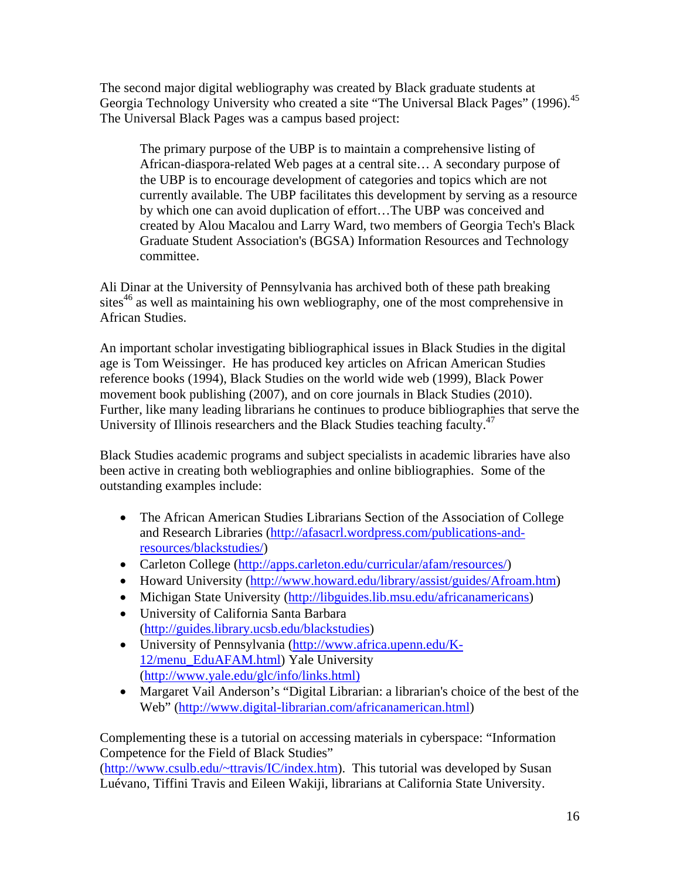The second major digital webliography was created by Black graduate students at Georgia Technology University who created a site "The Universal Black Pages" (1996).[45] The Universal Black Pages was a campus based project:

> The primary purpose of the UBP is to maintain a comprehensive listing of African-diaspora-related Web pages at a central site… A secondary purpose of the UBP is to encourage development of categories and topics which are not currently available. The UBP facilitates this development by serving as a resource by which one can avoid duplication of effort…The UBP was conceived and created by Alou Macalou and Larry Ward, two members of Georgia Tech's Black Graduate Student Association's (BGSA) Information Resources and Technology committee.

Ali Dinar at the University of Pennsylvania has archived both of these path breaking sites[46] as well as maintaining his own webliography, one of the most comprehensive in African Studies.

An important scholar investigating bibliographical issues in Black Studies in the digital age is Tom Weissinger. He has produced key articles on African American Studies reference books (1994), Black Studies on the world wide web (1999), Black Power movement book publishing (2007), and on core journals in Black Studies (2010). Further, like many leading librarians he continues to produce bibliographies that serve the University of Illinois researchers and the Black Studies teaching faculty.[47]

Black Studies academic programs and subject specialists in academic libraries have also been active in creating both webliographies and online bibliographies. Some of the outstanding examples include:

- The African American Studies Librarians Section of the Association of College and Research Libraries (http://afasacrl.wordpress.com/publications-and-resources/blackstudies/)
- Carleton College (http://apps.carleton.edu/curricular/afam/resources/)
- Howard University (http://www.howard.edu/library/assist/guides/Afroam.htm)
- Michigan State University (http://libguides.lib.msu.edu/africanamericans)
- University of California Santa Barbara (http://guides.library.ucsb.edu/blackstudies)
- University of Pennsylvania (http://www.africa.upenn.edu/K-12/menu_EduAFAM.html) Yale University (http://www.yale.edu/glc/info/links.html)
- Margaret Vail Anderson's "Digital Librarian: a librarian's choice of the best of the Web" (http://www.digital-librarian.com/africanamerican.html)

Complementing these is a tutorial on accessing materials in cyberspace: "Information Competence for the Field of Black Studies" (http://www.csulb.edu/~ttravis/IC/index.htm). This tutorial was developed by Susan Luévano, Tiffini Travis and Eileen Wakiji, librarians at California State University.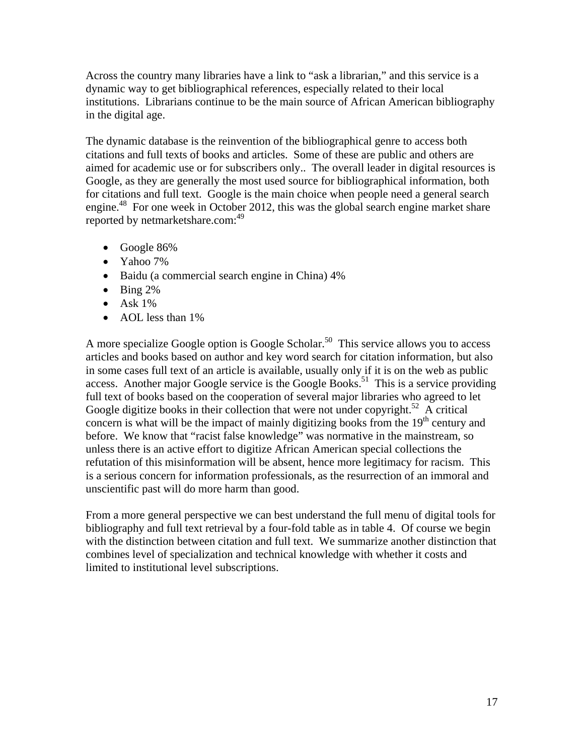Across the country many libraries have a link to "ask a librarian," and this service is a dynamic way to get bibliographical references, especially related to their local institutions. Librarians continue to be the main source of African American bibliography in the digital age.

The dynamic database is the reinvention of the bibliographical genre to access both citations and full texts of books and articles. Some of these are public and others are aimed for academic use or for subscribers only.. The overall leader in digital resources is Google, as they are generally the most used source for bibliographical information, both for citations and full text. Google is the main choice when people need a general search engine.[48] For one week in October 2012, this was the global search engine market share reported by netmarketshare.com:[49]

- Google 86%
- Yahoo 7%
- Baidu (a commercial search engine in China) 4%
- Bing 2%
- Ask 1%
- AOL less than 1%

A more specialize Google option is Google Scholar.[50] This service allows you to access articles and books based on author and key word search for citation information, but also in some cases full text of an article is available, usually only if it is on the web as public access. Another major Google service is the Google Books.[51] This is a service providing full text of books based on the cooperation of several major libraries who agreed to let Google digitize books in their collection that were not under copyright.[52] A critical concern is what will be the impact of mainly digitizing books from the 19th century and before. We know that "racist false knowledge" was normative in the mainstream, so unless there is an active effort to digitize African American special collections the refutation of this misinformation will be absent, hence more legitimacy for racism. This is a serious concern for information professionals, as the resurrection of an immoral and unscientific past will do more harm than good.

From a more general perspective we can best understand the full menu of digital tools for bibliography and full text retrieval by a four-fold table as in table 4. Of course we begin with the distinction between citation and full text. We summarize another distinction that combines level of specialization and technical knowledge with whether it costs and limited to institutional level subscriptions.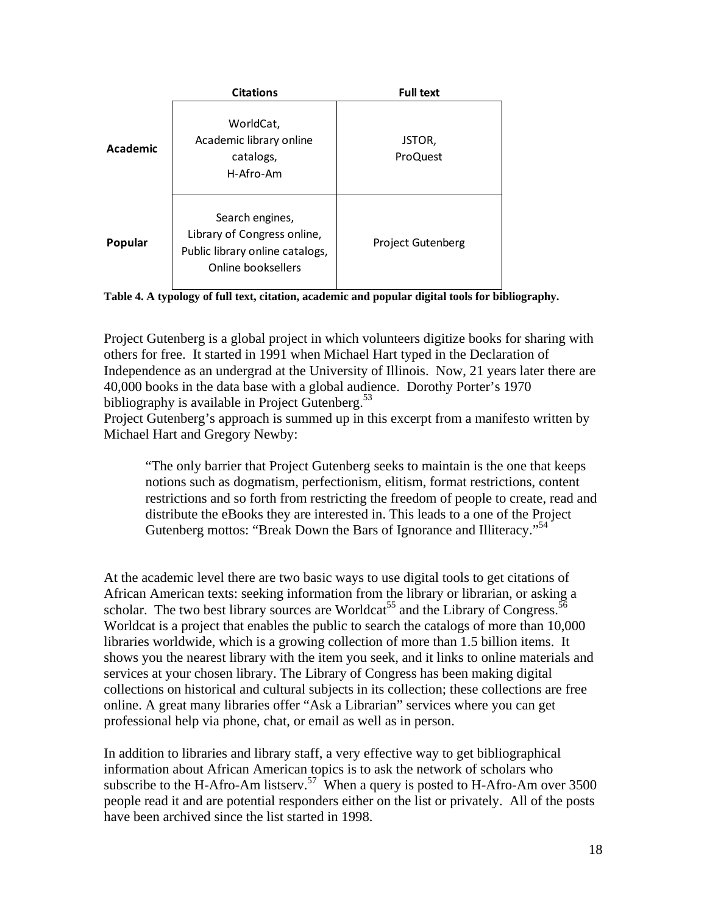| | Citations | Full text |
|---|---|---|
| **Academic** | WorldCat, Academic library online catalogs, H-Afro-Am | JSTOR, ProQuest |
| **Popular** | Search engines, Library of Congress online, Public library online catalogs, Online booksellers | Project Gutenberg |

**Table 4. A typology of full text, citation, academic and popular digital tools for bibliography.**

Project Gutenberg is a global project in which volunteers digitize books for sharing with others for free. It started in 1991 when Michael Hart typed in the Declaration of Independence as an undergrad at the University of Illinois. Now, 21 years later there are 40,000 books in the data base with a global audience. Dorothy Porter's 1970 bibliography is available in Project Gutenberg.[53]

Project Gutenberg's approach is summed up in this excerpt from a manifesto written by Michael Hart and Gregory Newby:

> "The only barrier that Project Gutenberg seeks to maintain is the one that keeps notions such as dogmatism, perfectionism, elitism, format restrictions, content restrictions and so forth from restricting the freedom of people to create, read and distribute the eBooks they are interested in. This leads to a one of the Project Gutenberg mottos: "Break Down the Bars of Ignorance and Illiteracy."[54]

At the academic level there are two basic ways to use digital tools to get citations of African American texts: seeking information from the library or librarian, or asking a scholar. The two best library sources are Worldcat[55] and the Library of Congress.[56] Worldcat is a project that enables the public to search the catalogs of more than 10,000 libraries worldwide, which is a growing collection of more than 1.5 billion items. It shows you the nearest library with the item you seek, and it links to online materials and services at your chosen library. The Library of Congress has been making digital collections on historical and cultural subjects in its collection; these collections are free online. A great many libraries offer "Ask a Librarian" services where you can get professional help via phone, chat, or email as well as in person.

In addition to libraries and library staff, a very effective way to get bibliographical information about African American topics is to ask the network of scholars who subscribe to the H-Afro-Am listserv.[57] When a query is posted to H-Afro-Am over 3500 people read it and are potential responders either on the list or privately. All of the posts have been archived since the list started in 1998.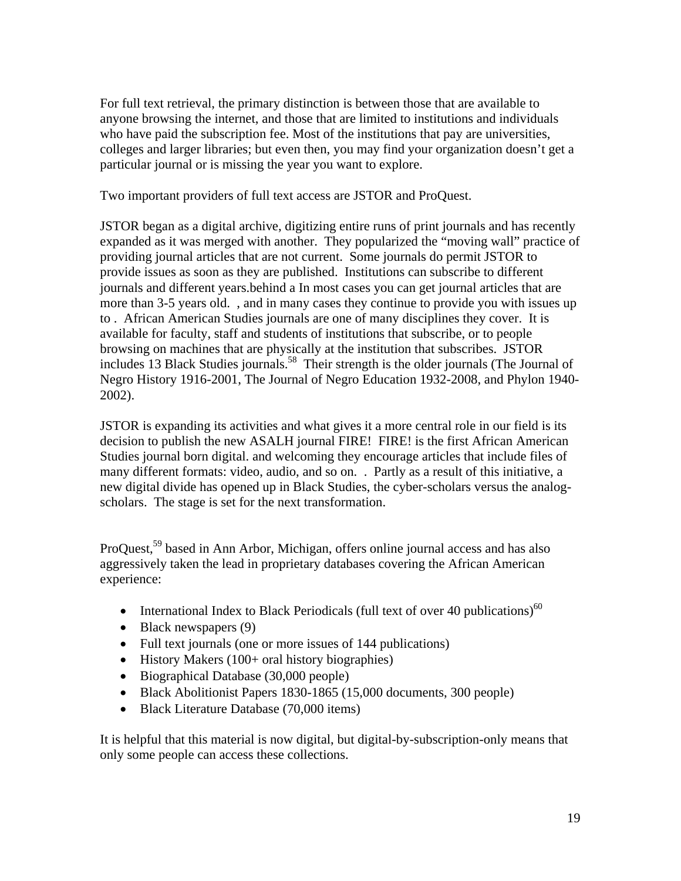For full text retrieval, the primary distinction is between those that are available to anyone browsing the internet, and those that are limited to institutions and individuals who have paid the subscription fee. Most of the institutions that pay are universities, colleges and larger libraries; but even then, you may find your organization doesn't get a particular journal or is missing the year you want to explore.

Two important providers of full text access are JSTOR and ProQuest.

JSTOR began as a digital archive, digitizing entire runs of print journals and has recently expanded as it was merged with another. They popularized the "moving wall" practice of providing journal articles that are not current. Some journals do permit JSTOR to provide issues as soon as they are published. Institutions can subscribe to different journals and different years.behind a In most cases you can get journal articles that are more than 3-5 years old. , and in many cases they continue to provide you with issues up to . African American Studies journals are one of many disciplines they cover. It is available for faculty, staff and students of institutions that subscribe, or to people browsing on machines that are physically at the institution that subscribes. JSTOR includes 13 Black Studies journals.[58] Their strength is the older journals (The Journal of Negro History 1916-2001, The Journal of Negro Education 1932-2008, and Phylon 1940-2002).

JSTOR is expanding its activities and what gives it a more central role in our field is its decision to publish the new ASALH journal FIRE! FIRE! is the first African American Studies journal born digital. and welcoming they encourage articles that include files of many different formats: video, audio, and so on. . Partly as a result of this initiative, a new digital divide has opened up in Black Studies, the cyber-scholars versus the analog-scholars. The stage is set for the next transformation.

ProQuest,[59] based in Ann Arbor, Michigan, offers online journal access and has also aggressively taken the lead in proprietary databases covering the African American experience:

- International Index to Black Periodicals (full text of over 40 publications)[60]
- Black newspapers (9)
- Full text journals (one or more issues of 144 publications)
- History Makers (100+ oral history biographies)
- Biographical Database (30,000 people)
- Black Abolitionist Papers 1830-1865 (15,000 documents, 300 people)
- Black Literature Database (70,000 items)

It is helpful that this material is now digital, but digital-by-subscription-only means that only some people can access these collections.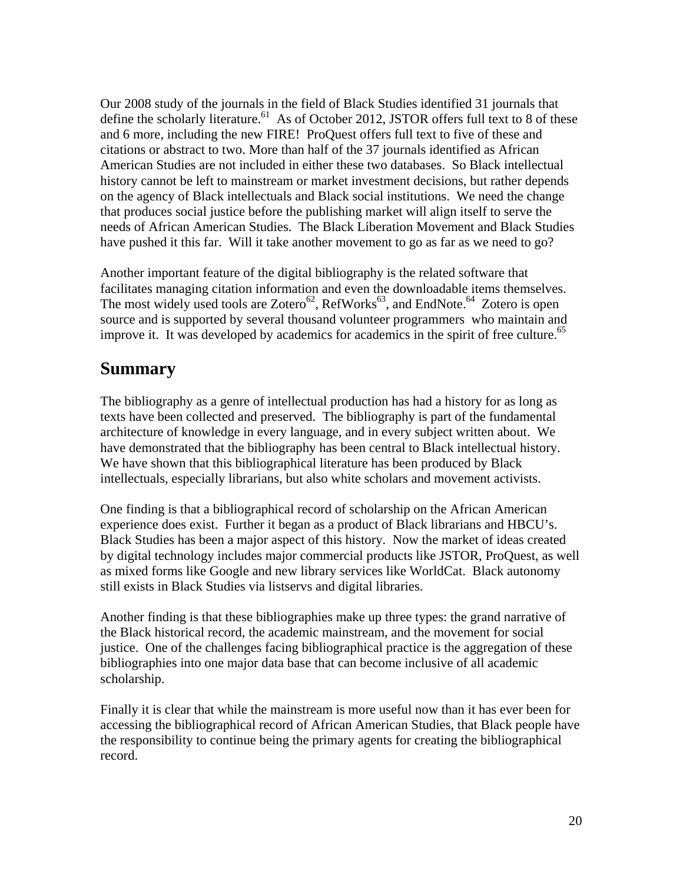Our 2008 study of the journals in the field of Black Studies identified 31 journals that define the scholarly literature.[61] As of October 2012, JSTOR offers full text to 8 of these and 6 more, including the new FIRE! ProQuest offers full text to five of these and citations or abstract to two. More than half of the 37 journals identified as African American Studies are not included in either these two databases. So Black intellectual history cannot be left to mainstream or market investment decisions, but rather depends on the agency of Black intellectuals and Black social institutions. We need the change that produces social justice before the publishing market will align itself to serve the needs of African American Studies. The Black Liberation Movement and Black Studies have pushed it this far. Will it take another movement to go as far as we need to go?

Another important feature of the digital bibliography is the related software that facilitates managing citation information and even the downloadable items themselves. The most widely used tools are Zotero[62], RefWorks[63], and EndNote.[64] Zotero is open source and is supported by several thousand volunteer programmers who maintain and improve it. It was developed by academics for academics in the spirit of free culture.[65]

## Summary

The bibliography as a genre of intellectual production has had a history for as long as texts have been collected and preserved. The bibliography is part of the fundamental architecture of knowledge in every language, and in every subject written about. We have demonstrated that the bibliography has been central to Black intellectual history. We have shown that this bibliographical literature has been produced by Black intellectuals, especially librarians, but also white scholars and movement activists.

One finding is that a bibliographical record of scholarship on the African American experience does exist. Further it began as a product of Black librarians and HBCU's. Black Studies has been a major aspect of this history. Now the market of ideas created by digital technology includes major commercial products like JSTOR, ProQuest, as well as mixed forms like Google and new library services like WorldCat. Black autonomy still exists in Black Studies via listservs and digital libraries.

Another finding is that these bibliographies make up three types: the grand narrative of the Black historical record, the academic mainstream, and the movement for social justice. One of the challenges facing bibliographical practice is the aggregation of these bibliographies into one major data base that can become inclusive of all academic scholarship.

Finally it is clear that while the mainstream is more useful now than it has ever been for accessing the bibliographical record of African American Studies, that Black people have the responsibility to continue being the primary agents for creating the bibliographical record.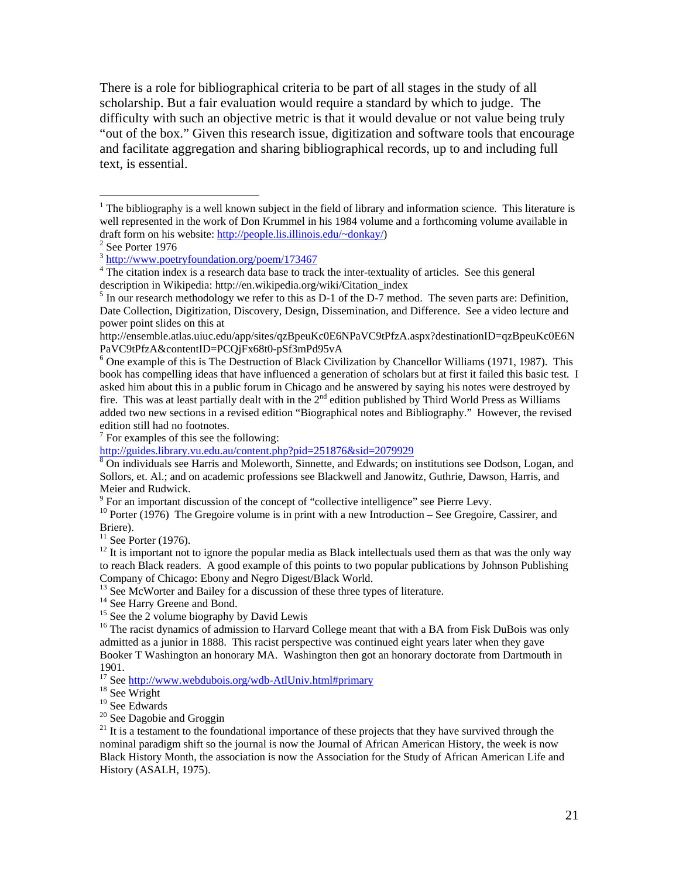There is a role for bibliographical criteria to be part of all stages in the study of all scholarship. But a fair evaluation would require a standard by which to judge. The difficulty with such an objective metric is that it would devalue or not value being truly "out of the box." Given this research issue, digitization and software tools that encourage and facilitate aggregation and sharing bibliographical records, up to and including full text, is essential.

---

[1] The bibliography is a well known subject in the field of library and information science. This literature is well represented in the work of Don Krummel in his 1984 volume and a forthcoming volume available in draft form on his website: http://people.lis.illinois.edu/~donkay/)

[2] See Porter 1976

[3] http://www.poetryfoundation.org/poem/173467

[4] The citation index is a research data base to track the inter-textuality of articles. See this general description in Wikipedia: http://en.wikipedia.org/wiki/Citation_index

[5] In our research methodology we refer to this as D-1 of the D-7 method. The seven parts are: Definition, Date Collection, Digitization, Discovery, Design, Dissemination, and Difference. See a video lecture and power point slides on this at http://ensemble.atlas.uiuc.edu/app/sites/qzBpeuKc0E6NPaVC9tPfzA.aspx?destinationID=qzBpeuKc0E6NPaVC9tPfzA&contentID=PCQjFx68t0-pSf3mPd95vA

[6] One example of this is The Destruction of Black Civilization by Chancellor Williams (1971, 1987). This book has compelling ideas that have influenced a generation of scholars but at first it failed this basic test. I asked him about this in a public forum in Chicago and he answered by saying his notes were destroyed by fire. This was at least partially dealt with in the 2nd edition published by Third World Press as Williams added two new sections in a revised edition "Biographical notes and Bibliography." However, the revised edition still had no footnotes.

[7] For examples of this see the following: http://guides.library.vu.edu.au/content.php?pid=251876&sid=2079929

[8] On individuals see Harris and Moleworth, Sinnette, and Edwards; on institutions see Dodson, Logan, and Sollors, et. Al.; and on academic professions see Blackwell and Janowitz, Guthrie, Dawson, Harris, and Meier and Rudwick.

[9] For an important discussion of the concept of "collective intelligence" see Pierre Levy.

[10] Porter (1976) The Gregoire volume is in print with a new Introduction – See Gregoire, Cassirer, and Briere).

[11] See Porter (1976).

[12] It is important not to ignore the popular media as Black intellectuals used them as that was the only way to reach Black readers. A good example of this points to two popular publications by Johnson Publishing Company of Chicago: Ebony and Negro Digest/Black World.

[13] See McWorter and Bailey for a discussion of these three types of literature.

[14] See Harry Greene and Bond.

[15] See the 2 volume biography by David Lewis

[16] The racist dynamics of admission to Harvard College meant that with a BA from Fisk DuBois was only admitted as a junior in 1888. This racist perspective was continued eight years later when they gave Booker T Washington an honorary MA. Washington then got an honorary doctorate from Dartmouth in 1901.

[17] See http://www.webdubois.org/wdb-AtlUniv.html#primary

[18] See Wright

[19] See Edwards

[20] See Dagobie and Groggin

[21] It is a testament to the foundational importance of these projects that they have survived through the nominal paradigm shift so the journal is now the Journal of African American History, the week is now Black History Month, the association is now the Association for the Study of African American Life and History (ASALH, 1975).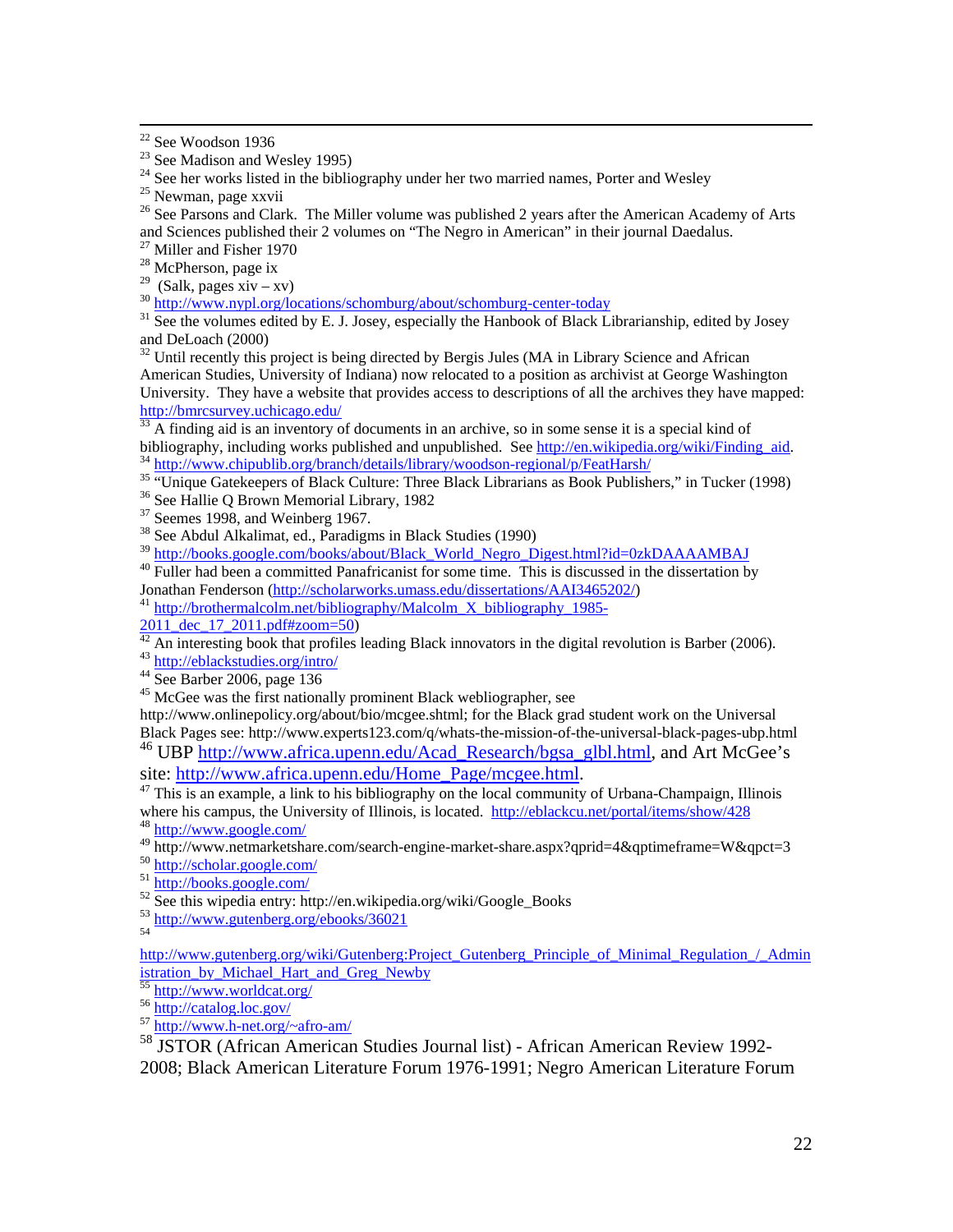[22] See Woodson 1936

[23] See Madison and Wesley 1995)

[24] See her works listed in the bibliography under her two married names, Porter and Wesley

[25] Newman, page xxvii

[26] See Parsons and Clark. The Miller volume was published 2 years after the American Academy of Arts and Sciences published their 2 volumes on "The Negro in American" in their journal Daedalus.

[27] Miller and Fisher 1970

[28] McPherson, page ix

[29] (Salk, pages xiv – xv)

[30] http://www.nypl.org/locations/schomburg/about/schomburg-center-today

[31] See the volumes edited by E. J. Josey, especially the Hanbook of Black Librarianship, edited by Josey and DeLoach (2000)

[32] Until recently this project is being directed by Bergis Jules (MA in Library Science and African American Studies, University of Indiana) now relocated to a position as archivist at George Washington University. They have a website that provides access to descriptions of all the archives they have mapped: http://bmrcsurvey.uchicago.edu/

[33] A finding aid is an inventory of documents in an archive, so in some sense it is a special kind of bibliography, including works published and unpublished. See http://en.wikipedia.org/wiki/Finding_aid.

[34] http://www.chipublib.org/branch/details/library/woodson-regional/p/FeatHarsh/

[35] "Unique Gatekeepers of Black Culture: Three Black Librarians as Book Publishers," in Tucker (1998)

[36] See Hallie Q Brown Memorial Library, 1982

[37] Seemes 1998, and Weinberg 1967.

[38] See Abdul Alkalimat, ed., Paradigms in Black Studies (1990)

[39] http://books.google.com/books/about/Black_World_Negro_Digest.html?id=0zkDAAAAMBAJ

[40] Fuller had been a committed Panafricanist for some time. This is discussed in the dissertation by Jonathan Fenderson (http://scholarworks.umass.edu/dissertations/AAI3465202/)

[41] http://brothermalcolm.net/bibliography/Malcolm_X_bibliography_1985-2011_dec_17_2011.pdf#zoom=50)

[42] An interesting book that profiles leading Black innovators in the digital revolution is Barber (2006).

[43] http://eblackstudies.org/intro/

[44] See Barber 2006, page 136

[45] McGee was the first nationally prominent Black webliographer, see http://www.onlinepolicy.org/about/bio/mcgee.shtml; for the Black grad student work on the Universal Black Pages see: http://www.experts123.com/q/whats-the-mission-of-the-universal-black-pages-ubp.html

[46] UBP http://www.africa.upenn.edu/Acad_Research/bgsa_glbl.html, and Art McGee's site: http://www.africa.upenn.edu/Home_Page/mcgee.html.

[47] This is an example, a link to his bibliography on the local community of Urbana-Champaign, Illinois where his campus, the University of Illinois, is located. http://eblackcu.net/portal/items/show/428

[48] http://www.google.com/

[49] http://www.netmarketshare.com/search-engine-market-share.aspx?qprid=4&qptimeframe=W&qpct=3

[50] http://scholar.google.com/

[51] http://books.google.com/

[52] See this wipedia entry: http://en.wikipedia.org/wiki/Google_Books

[53] http://www.gutenberg.org/ebooks/36021

[54] http://www.gutenberg.org/wiki/Gutenberg:Project_Gutenberg_Principle_of_Minimal_Regulation_/_Administration_by_Michael_Hart_and_Greg_Newby

[55] http://www.worldcat.org/

[56] http://catalog.loc.gov/

[57] http://www.h-net.org/~afro-am/

[58] JSTOR (African American Studies Journal list) - African American Review 1992-2008; Black American Literature Forum 1976-1991; Negro American Literature Forum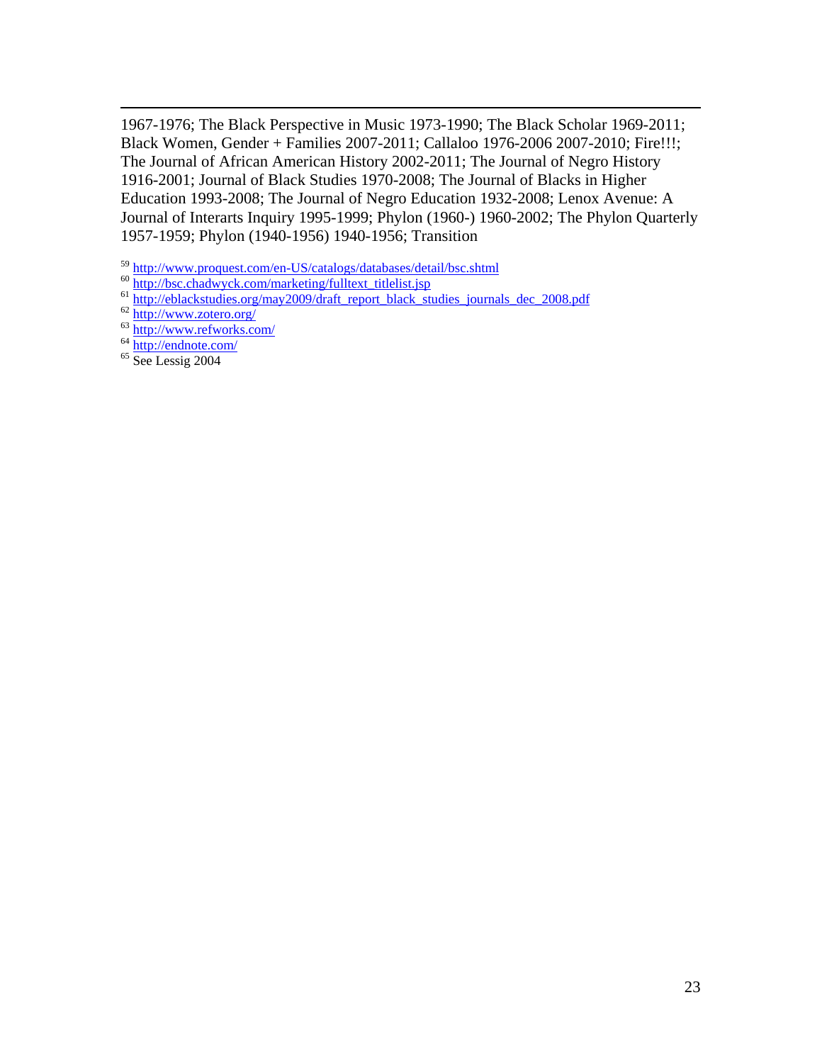1967-1976; The Black Perspective in Music 1973-1990; The Black Scholar 1969-2011; Black Women, Gender + Families 2007-2011; Callaloo 1976-2006 2007-2010; Fire!!!; The Journal of African American History 2002-2011; The Journal of Negro History 1916-2001; Journal of Black Studies 1970-2008; The Journal of Blacks in Higher Education 1993-2008; The Journal of Negro Education 1932-2008; Lenox Avenue: A Journal of Interarts Inquiry 1995-1999; Phylon (1960-) 1960-2002; The Phylon Quarterly 1957-1959; Phylon (1940-1956) 1940-1956; Transition

[59] http://www.proquest.com/en-US/catalogs/databases/detail/bsc.shtml

[60] http://bsc.chadwyck.com/marketing/fulltext_titlelist.jsp

[61] http://eblackstudies.org/may2009/draft_report_black_studies_journals_dec_2008.pdf

[62] http://www.zotero.org/

[63] http://www.refworks.com/

[64] http://endnote.com/

[65] See Lessig 2004